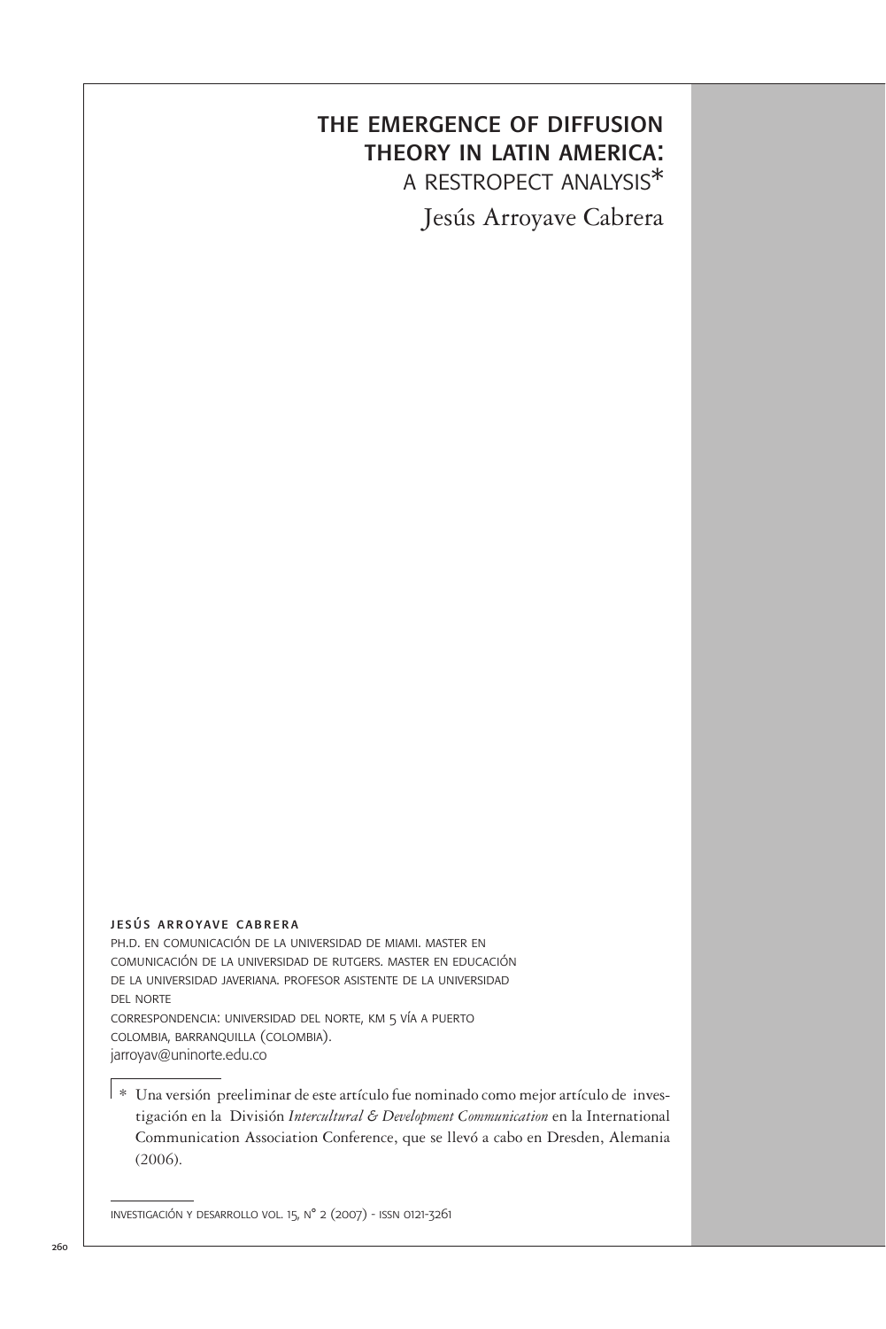# THE EMERGENCE OF DIFFUSION THEORY IN LATIN AMERICA: A RESTROPECT ANALYSIS*

Jesús Arroyave Cabrera

**JESÚS ARROYAVE CABRERA**

PH.D. EN COMUNICACIÓN DE LA UNIVERSIDAD DE MIAMI. MASTER EN COMUNICACIÓN DE LA UNIVERSIDAD DE RUTGERS. MASTER EN EDUCACIÓN DE LA UNIVERSIDAD JAVERIANA. PROFESOR ASISTENTE DE LA UNIVERSIDAD DEL NORTE

CORRESPONDENCIA: UNIVERSIDAD DEL NORTE, KM 5 VÍA A PUERTO COLOMBIA, BARRANQUILLA (COLOMBIA).

jarroyav@uninorte.edu.co

* Una versión preeliminar de este artículo fue nominado como mejor artículo de investigación en la División *Intercultural & Development Communication* en la International Communication Association Conference, que se llevó a cabo en Dresden, Alemania (2006).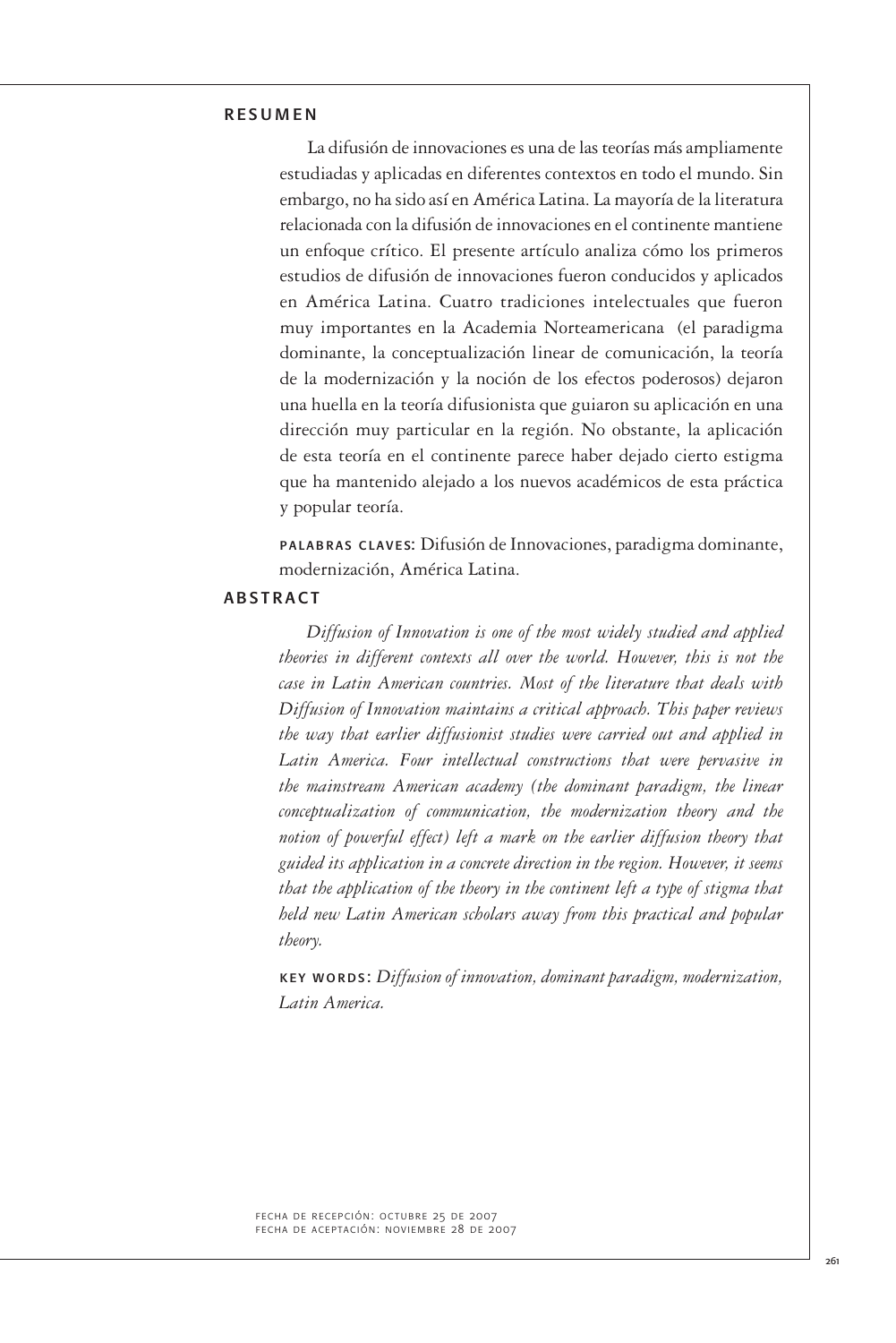## RESUMEN

La difusión de innovaciones es una de las teorías más ampliamente estudiadas y aplicadas en diferentes contextos en todo el mundo. Sin embargo, no ha sido así en América Latina. La mayoría de la literatura relacionada con la difusión de innovaciones en el continente mantiene un enfoque crítico. El presente artículo analiza cómo los primeros estudios de difusión de innovaciones fueron conducidos y aplicados en América Latina. Cuatro tradiciones intelectuales que fueron muy importantes en la Academia Norteamericana (el paradigma dominante, la conceptualización linear de comunicación, la teoría de la modernización y la noción de los efectos poderosos) dejaron una huella en la teoría difusionista que guiaron su aplicación en una dirección muy particular en la región. No obstante, la aplicación de esta teoría en el continente parece haber dejado cierto estigma que ha mantenido alejado a los nuevos académicos de esta práctica y popular teoría.

**PALABRAS CLAVES:** Difusión de Innovaciones, paradigma dominante, modernización, América Latina.

## ABSTRACT

*Diffusion of Innovation is one of the most widely studied and applied theories in different contexts all over the world. However, this is not the case in Latin American countries. Most of the literature that deals with Diffusion of Innovation maintains a critical approach. This paper reviews the way that earlier diffusionist studies were carried out and applied in Latin America. Four intellectual constructions that were pervasive in the mainstream American academy (the dominant paradigm, the linear conceptualization of communication, the modernization theory and the notion of powerful effect) left a mark on the earlier diffusion theory that guided its application in a concrete direction in the region. However, it seems that the application of the theory in the continent left a type of stigma that held new Latin American scholars away from this practical and popular theory.*

**KEY WORDS:** *Diffusion of innovation, dominant paradigm, modernization, Latin America.*

FECHA DE RECEPCIÓN: OCTUBRE 25 DE 2007
FECHA DE ACEPTACIÓN: NOVIEMBRE 28 DE 2007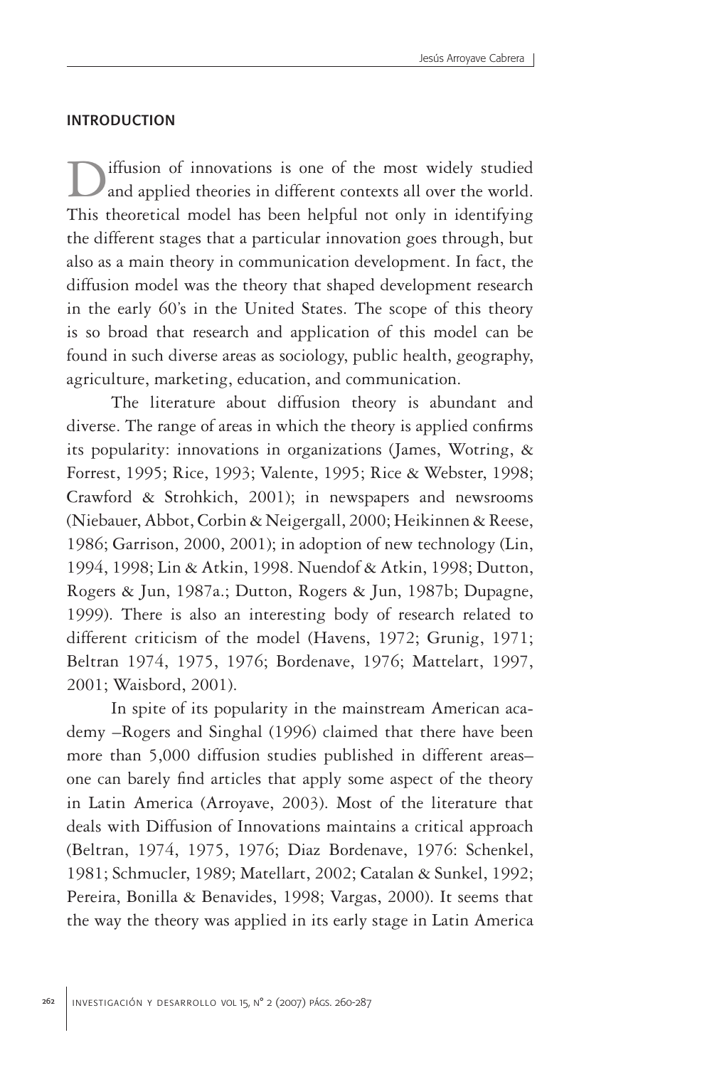## INTRODUCTION

Diffusion of innovations is one of the most widely studied and applied theories in different contexts all over the world. This theoretical model has been helpful not only in identifying the different stages that a particular innovation goes through, but also as a main theory in communication development. In fact, the diffusion model was the theory that shaped development research in the early 60's in the United States. The scope of this theory is so broad that research and application of this model can be found in such diverse areas as sociology, public health, geography, agriculture, marketing, education, and communication.

The literature about diffusion theory is abundant and diverse. The range of areas in which the theory is applied confirms its popularity: innovations in organizations (James, Wotring, & Forrest, 1995; Rice, 1993; Valente, 1995; Rice & Webster, 1998; Crawford & Strohkich, 2001); in newspapers and newsrooms (Niebauer, Abbot, Corbin & Neigergall, 2000; Heikinnen & Reese, 1986; Garrison, 2000, 2001); in adoption of new technology (Lin, 1994, 1998; Lin & Atkin, 1998. Nuendof & Atkin, 1998; Dutton, Rogers & Jun, 1987a.; Dutton, Rogers & Jun, 1987b; Dupagne, 1999). There is also an interesting body of research related to different criticism of the model (Havens, 1972; Grunig, 1971; Beltran 1974, 1975, 1976; Bordenave, 1976; Mattelart, 1997, 2001; Waisbord, 2001).

In spite of its popularity in the mainstream American academy –Rogers and Singhal (1996) claimed that there have been more than 5,000 diffusion studies published in different areas– one can barely find articles that apply some aspect of the theory in Latin America (Arroyave, 2003). Most of the literature that deals with Diffusion of Innovations maintains a critical approach (Beltran, 1974, 1975, 1976; Diaz Bordenave, 1976: Schenkel, 1981; Schmucler, 1989; Matellart, 2002; Catalan & Sunkel, 1992; Pereira, Bonilla & Benavides, 1998; Vargas, 2000). It seems that the way the theory was applied in its early stage in Latin America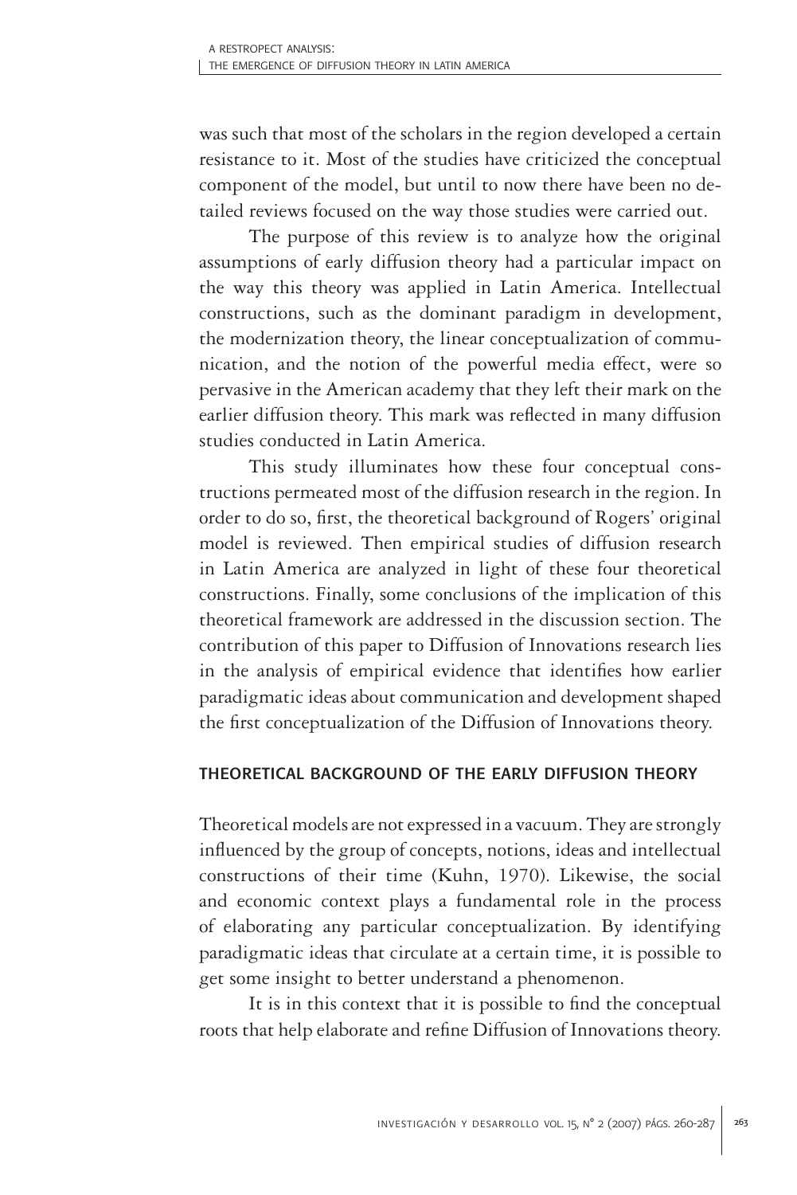was such that most of the scholars in the region developed a certain resistance to it. Most of the studies have criticized the conceptual component of the model, but until to now there have been no detailed reviews focused on the way those studies were carried out.

The purpose of this review is to analyze how the original assumptions of early diffusion theory had a particular impact on the way this theory was applied in Latin America. Intellectual constructions, such as the dominant paradigm in development, the modernization theory, the linear conceptualization of communication, and the notion of the powerful media effect, were so pervasive in the American academy that they left their mark on the earlier diffusion theory. This mark was reflected in many diffusion studies conducted in Latin America.

This study illuminates how these four conceptual constructions permeated most of the diffusion research in the region. In order to do so, first, the theoretical background of Rogers' original model is reviewed. Then empirical studies of diffusion research in Latin America are analyzed in light of these four theoretical constructions. Finally, some conclusions of the implication of this theoretical framework are addressed in the discussion section. The contribution of this paper to Diffusion of Innovations research lies in the analysis of empirical evidence that identifies how earlier paradigmatic ideas about communication and development shaped the first conceptualization of the Diffusion of Innovations theory.

## THEORETICAL BACKGROUND OF THE EARLY DIFFUSION THEORY

Theoretical models are not expressed in a vacuum. They are strongly influenced by the group of concepts, notions, ideas and intellectual constructions of their time (Kuhn, 1970). Likewise, the social and economic context plays a fundamental role in the process of elaborating any particular conceptualization. By identifying paradigmatic ideas that circulate at a certain time, it is possible to get some insight to better understand a phenomenon.

It is in this context that it is possible to find the conceptual roots that help elaborate and refine Diffusion of Innovations theory.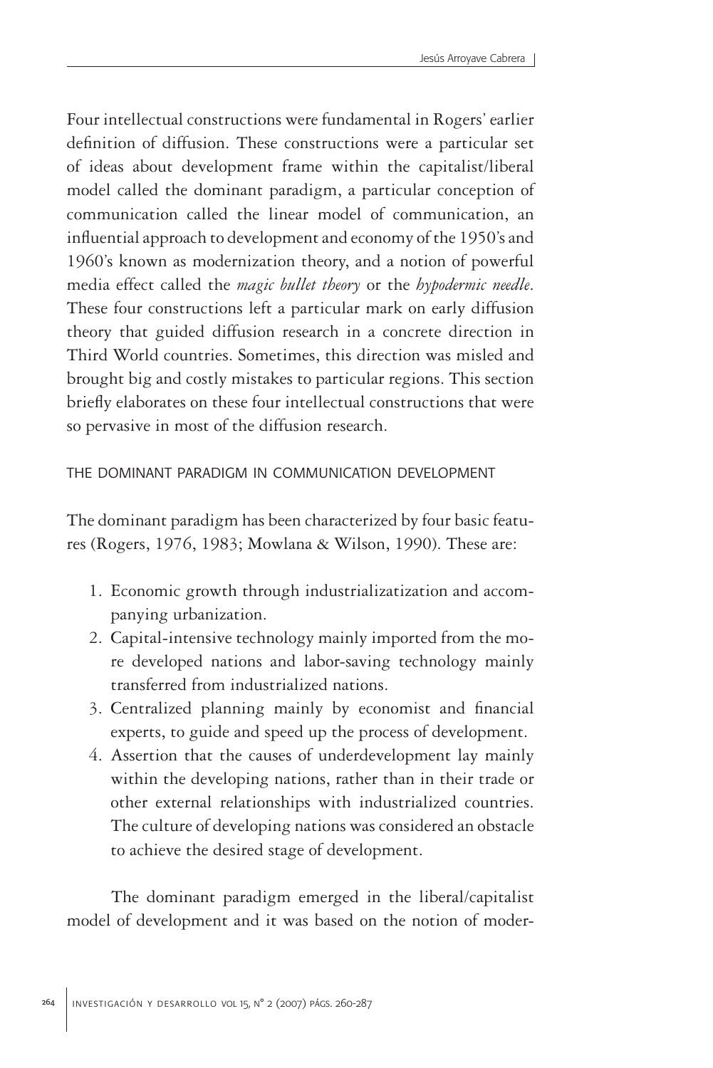Four intellectual constructions were fundamental in Rogers' earlier definition of diffusion. These constructions were a particular set of ideas about development frame within the capitalist/liberal model called the dominant paradigm, a particular conception of communication called the linear model of communication, an influential approach to development and economy of the 1950's and 1960's known as modernization theory, and a notion of powerful media effect called the *magic bullet theory* or the *hypodermic needle*. These four constructions left a particular mark on early diffusion theory that guided diffusion research in a concrete direction in Third World countries. Sometimes, this direction was misled and brought big and costly mistakes to particular regions. This section briefly elaborates on these four intellectual constructions that were so pervasive in most of the diffusion research.

## THE DOMINANT PARADIGM IN COMMUNICATION DEVELOPMENT

The dominant paradigm has been characterized by four basic features (Rogers, 1976, 1983; Mowlana & Wilson, 1990). These are:

1. Economic growth through industrializatization and accompanying urbanization.
2. Capital-intensive technology mainly imported from the more developed nations and labor-saving technology mainly transferred from industrialized nations.
3. Centralized planning mainly by economist and financial experts, to guide and speed up the process of development.
4. Assertion that the causes of underdevelopment lay mainly within the developing nations, rather than in their trade or other external relationships with industrialized countries. The culture of developing nations was considered an obstacle to achieve the desired stage of development.

The dominant paradigm emerged in the liberal/capitalist model of development and it was based on the notion of moder-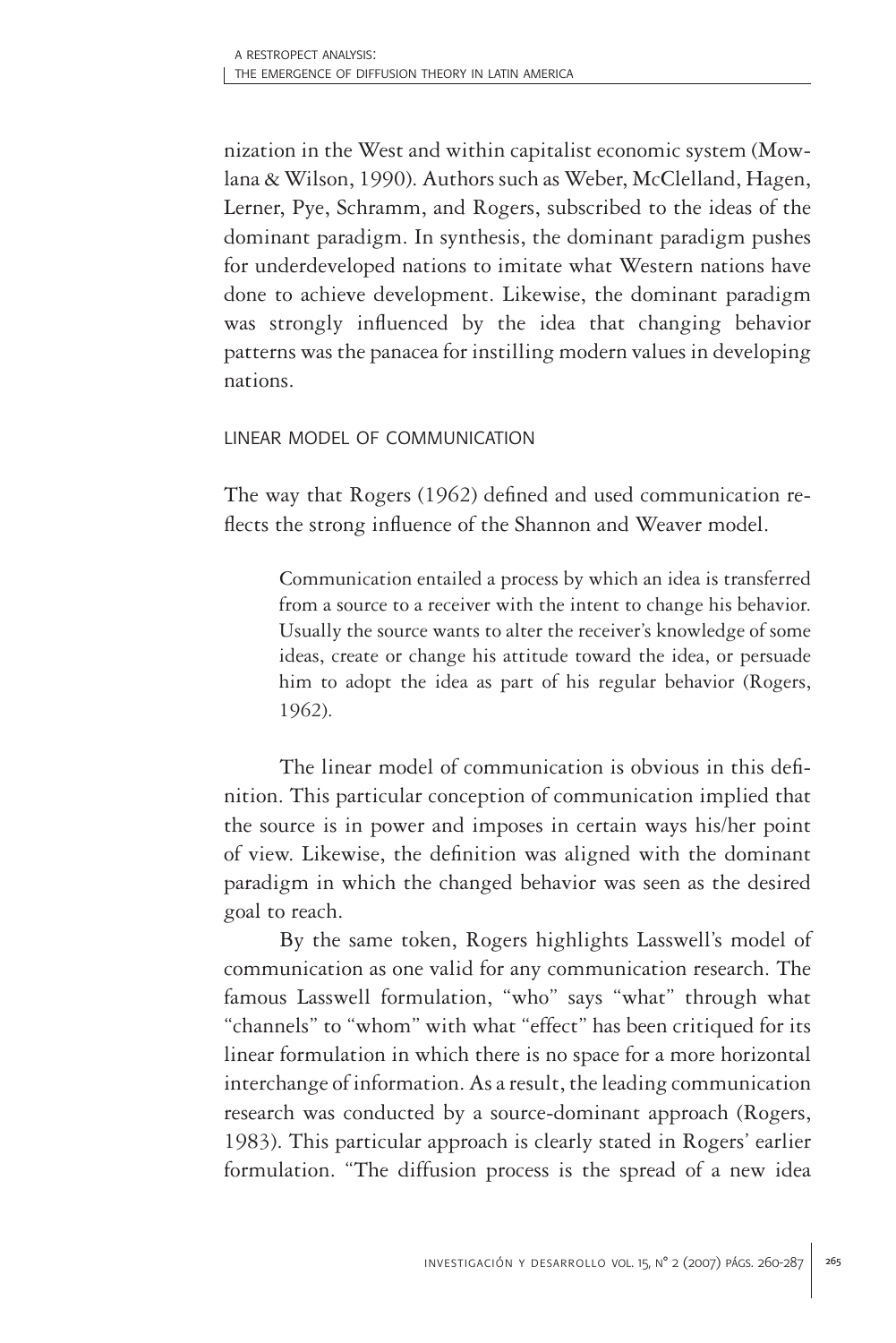nization in the West and within capitalist economic system (Mowlana & Wilson, 1990). Authors such as Weber, McClelland, Hagen, Lerner, Pye, Schramm, and Rogers, subscribed to the ideas of the dominant paradigm. In synthesis, the dominant paradigm pushes for underdeveloped nations to imitate what Western nations have done to achieve development. Likewise, the dominant paradigm was strongly influenced by the idea that changing behavior patterns was the panacea for instilling modern values in developing nations.

## LINEAR MODEL OF COMMUNICATION

The way that Rogers (1962) defined and used communication reflects the strong influence of the Shannon and Weaver model.

> Communication entailed a process by which an idea is transferred from a source to a receiver with the intent to change his behavior. Usually the source wants to alter the receiver's knowledge of some ideas, create or change his attitude toward the idea, or persuade him to adopt the idea as part of his regular behavior (Rogers, 1962).

The linear model of communication is obvious in this definition. This particular conception of communication implied that the source is in power and imposes in certain ways his/her point of view. Likewise, the definition was aligned with the dominant paradigm in which the changed behavior was seen as the desired goal to reach.

By the same token, Rogers highlights Lasswell's model of communication as one valid for any communication research. The famous Lasswell formulation, "who" says "what" through what "channels" to "whom" with what "effect" has been critiqued for its linear formulation in which there is no space for a more horizontal interchange of information. As a result, the leading communication research was conducted by a source-dominant approach (Rogers, 1983). This particular approach is clearly stated in Rogers' earlier formulation. "The diffusion process is the spread of a new idea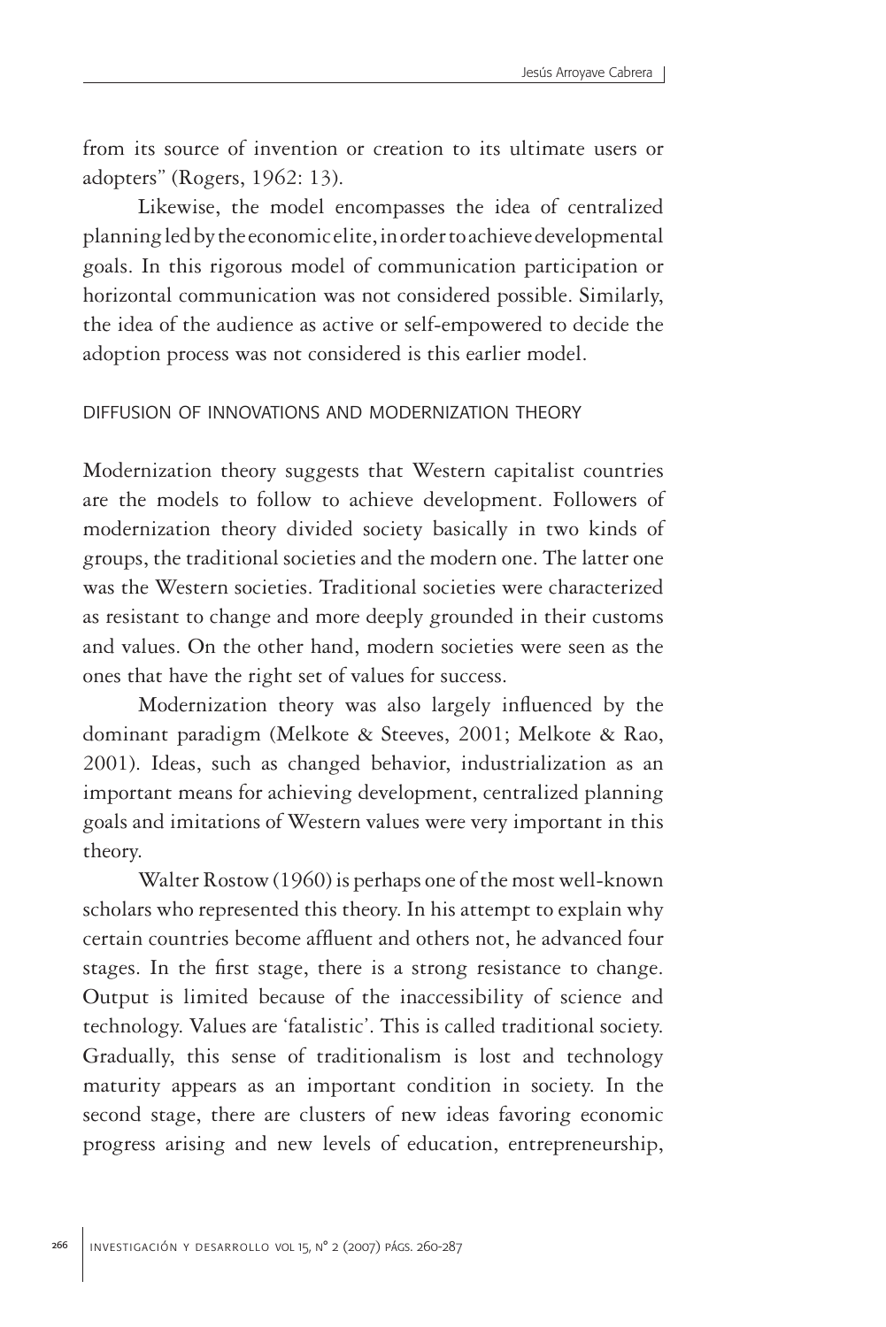from its source of invention or creation to its ultimate users or adopters" (Rogers, 1962: 13).

Likewise, the model encompasses the idea of centralized planning led by the economic elite, in order to achieve developmental goals. In this rigorous model of communication participation or horizontal communication was not considered possible. Similarly, the idea of the audience as active or self-empowered to decide the adoption process was not considered is this earlier model.

## DIFFUSION OF INNOVATIONS AND MODERNIZATION THEORY

Modernization theory suggests that Western capitalist countries are the models to follow to achieve development. Followers of modernization theory divided society basically in two kinds of groups, the traditional societies and the modern one. The latter one was the Western societies. Traditional societies were characterized as resistant to change and more deeply grounded in their customs and values. On the other hand, modern societies were seen as the ones that have the right set of values for success.

Modernization theory was also largely influenced by the dominant paradigm (Melkote & Steeves, 2001; Melkote & Rao, 2001). Ideas, such as changed behavior, industrialization as an important means for achieving development, centralized planning goals and imitations of Western values were very important in this theory.

Walter Rostow (1960) is perhaps one of the most well-known scholars who represented this theory. In his attempt to explain why certain countries become affluent and others not, he advanced four stages. In the first stage, there is a strong resistance to change. Output is limited because of the inaccessibility of science and technology. Values are 'fatalistic'. This is called traditional society. Gradually, this sense of traditionalism is lost and technology maturity appears as an important condition in society. In the second stage, there are clusters of new ideas favoring economic progress arising and new levels of education, entrepreneurship,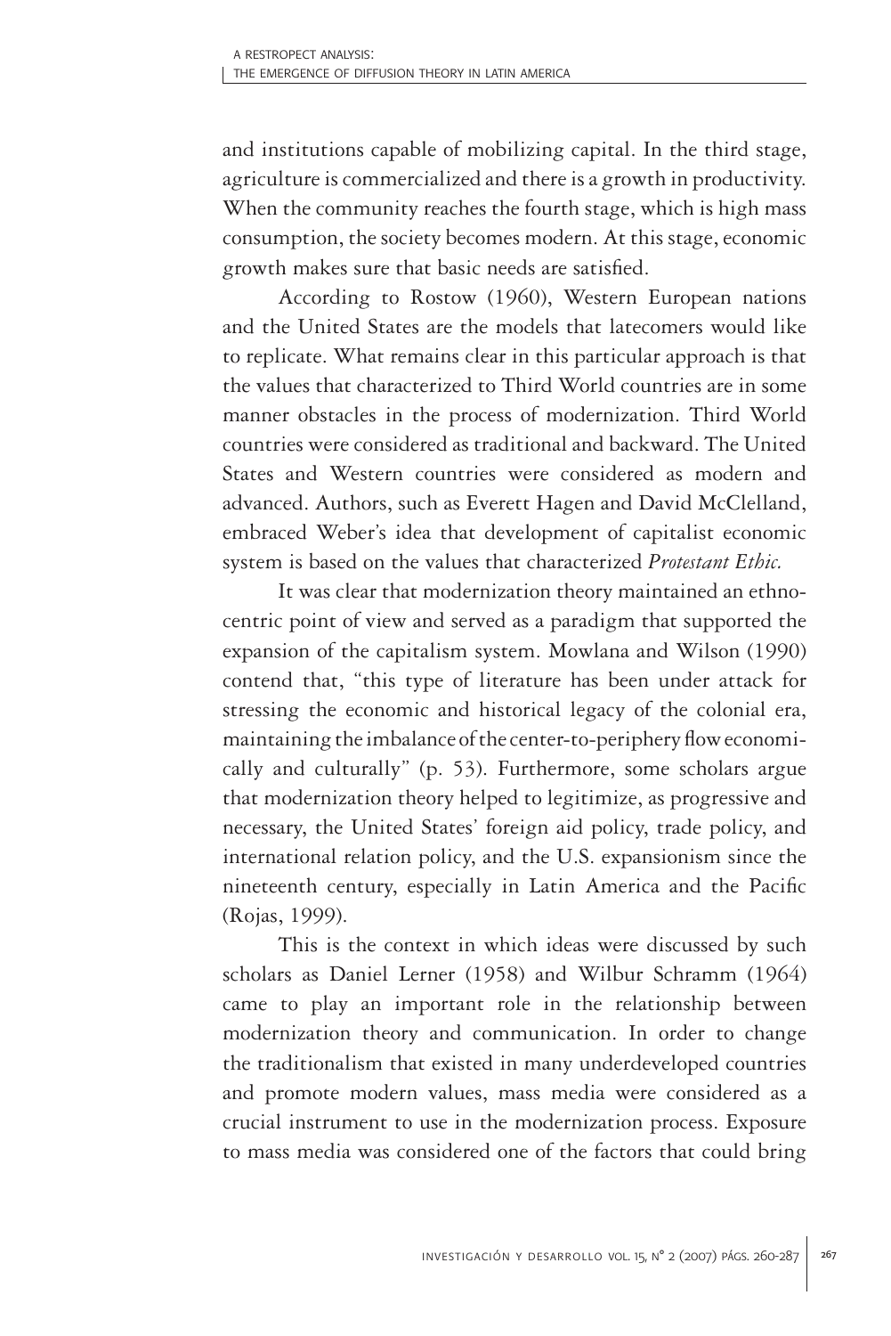and institutions capable of mobilizing capital. In the third stage, agriculture is commercialized and there is a growth in productivity. When the community reaches the fourth stage, which is high mass consumption, the society becomes modern. At this stage, economic growth makes sure that basic needs are satisfied.

According to Rostow (1960), Western European nations and the United States are the models that latecomers would like to replicate. What remains clear in this particular approach is that the values that characterized to Third World countries are in some manner obstacles in the process of modernization. Third World countries were considered as traditional and backward. The United States and Western countries were considered as modern and advanced. Authors, such as Everett Hagen and David McClelland, embraced Weber's idea that development of capitalist economic system is based on the values that characterized *Protestant Ethic.*

It was clear that modernization theory maintained an ethnocentric point of view and served as a paradigm that supported the expansion of the capitalism system. Mowlana and Wilson (1990) contend that, "this type of literature has been under attack for stressing the economic and historical legacy of the colonial era, maintaining the imbalance of the center-to-periphery flow economically and culturally" (p. 53). Furthermore, some scholars argue that modernization theory helped to legitimize, as progressive and necessary, the United States' foreign aid policy, trade policy, and international relation policy, and the U.S. expansionism since the nineteenth century, especially in Latin America and the Pacific (Rojas, 1999).

This is the context in which ideas were discussed by such scholars as Daniel Lerner (1958) and Wilbur Schramm (1964) came to play an important role in the relationship between modernization theory and communication. In order to change the traditionalism that existed in many underdeveloped countries and promote modern values, mass media were considered as a crucial instrument to use in the modernization process. Exposure to mass media was considered one of the factors that could bring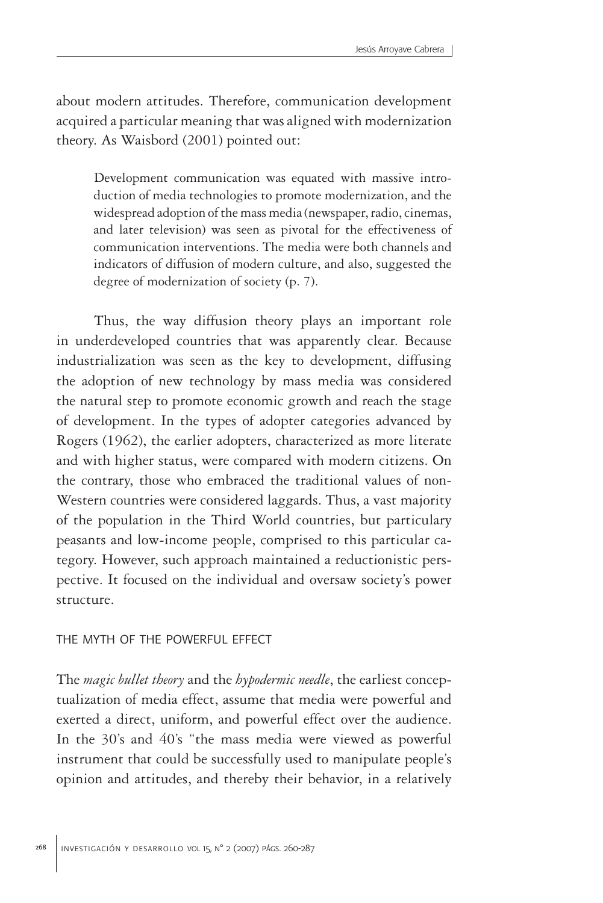about modern attitudes. Therefore, communication development acquired a particular meaning that was aligned with modernization theory. As Waisbord (2001) pointed out:

> Development communication was equated with massive introduction of media technologies to promote modernization, and the widespread adoption of the mass media (newspaper, radio, cinemas, and later television) was seen as pivotal for the effectiveness of communication interventions. The media were both channels and indicators of diffusion of modern culture, and also, suggested the degree of modernization of society (p. 7).

Thus, the way diffusion theory plays an important role in underdeveloped countries that was apparently clear. Because industrialization was seen as the key to development, diffusing the adoption of new technology by mass media was considered the natural step to promote economic growth and reach the stage of development. In the types of adopter categories advanced by Rogers (1962), the earlier adopters, characterized as more literate and with higher status, were compared with modern citizens. On the contrary, those who embraced the traditional values of non-Western countries were considered laggards. Thus, a vast majority of the population in the Third World countries, but particulary peasants and low-income people, comprised to this particular category. However, such approach maintained a reductionistic perspective. It focused on the individual and oversaw society's power structure.

## THE MYTH OF THE POWERFUL EFFECT

The *magic bullet theory* and the *hypodermic needle*, the earliest conceptualization of media effect, assume that media were powerful and exerted a direct, uniform, and powerful effect over the audience. In the 30's and 40's "the mass media were viewed as powerful instrument that could be successfully used to manipulate people's opinion and attitudes, and thereby their behavior, in a relatively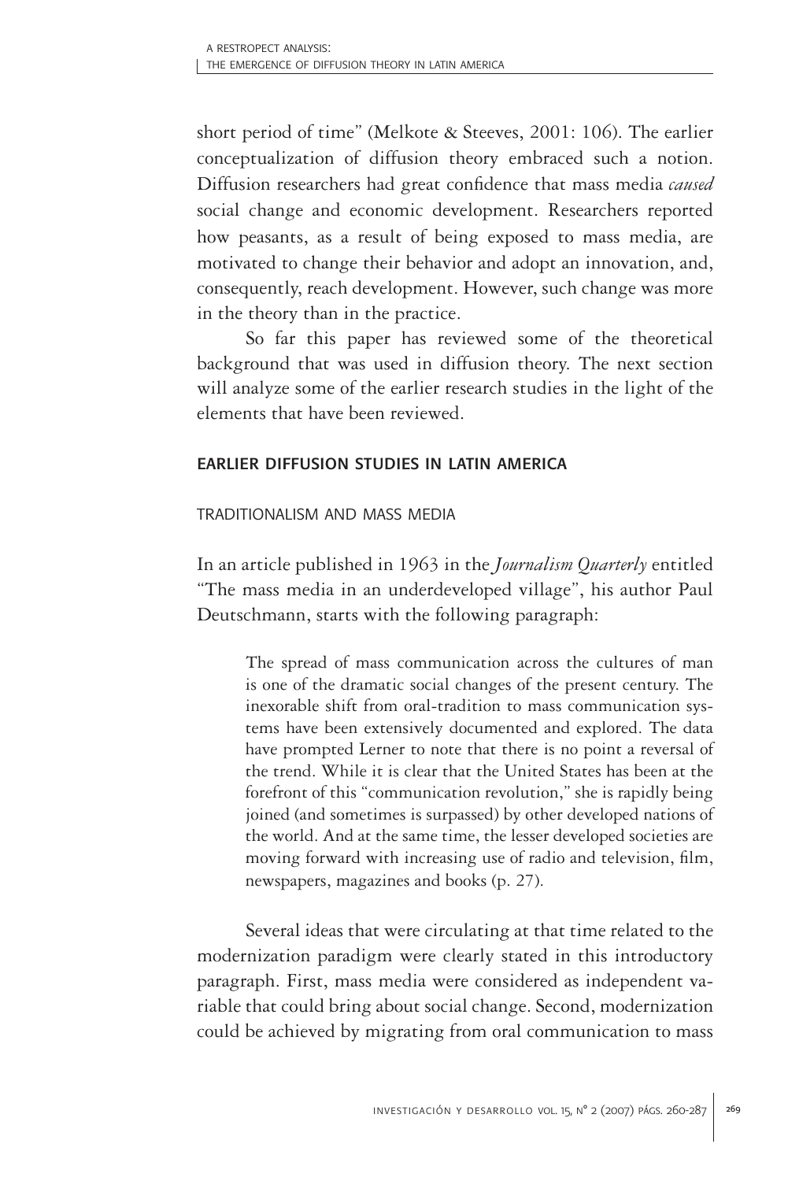short period of time" (Melkote & Steeves, 2001: 106). The earlier conceptualization of diffusion theory embraced such a notion. Diffusion researchers had great confidence that mass media *caused* social change and economic development. Researchers reported how peasants, as a result of being exposed to mass media, are motivated to change their behavior and adopt an innovation, and, consequently, reach development. However, such change was more in the theory than in the practice.

So far this paper has reviewed some of the theoretical background that was used in diffusion theory. The next section will analyze some of the earlier research studies in the light of the elements that have been reviewed.

## EARLIER DIFFUSION STUDIES IN LATIN AMERICA

### TRADITIONALISM AND MASS MEDIA

In an article published in 1963 in the *Journalism Quarterly* entitled "The mass media in an underdeveloped village", his author Paul Deutschmann, starts with the following paragraph:

> The spread of mass communication across the cultures of man is one of the dramatic social changes of the present century. The inexorable shift from oral-tradition to mass communication systems have been extensively documented and explored. The data have prompted Lerner to note that there is no point a reversal of the trend. While it is clear that the United States has been at the forefront of this "communication revolution," she is rapidly being joined (and sometimes is surpassed) by other developed nations of the world. And at the same time, the lesser developed societies are moving forward with increasing use of radio and television, film, newspapers, magazines and books (p. 27).

Several ideas that were circulating at that time related to the modernization paradigm were clearly stated in this introductory paragraph. First, mass media were considered as independent variable that could bring about social change. Second, modernization could be achieved by migrating from oral communication to mass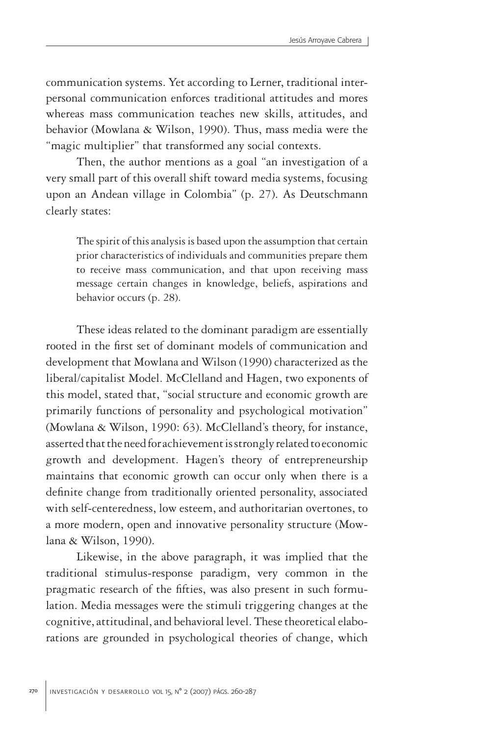communication systems. Yet according to Lerner, traditional interpersonal communication enforces traditional attitudes and mores whereas mass communication teaches new skills, attitudes, and behavior (Mowlana & Wilson, 1990). Thus, mass media were the "magic multiplier" that transformed any social contexts.

Then, the author mentions as a goal "an investigation of a very small part of this overall shift toward media systems, focusing upon an Andean village in Colombia" (p. 27). As Deutschmann clearly states:

> The spirit of this analysis is based upon the assumption that certain prior characteristics of individuals and communities prepare them to receive mass communication, and that upon receiving mass message certain changes in knowledge, beliefs, aspirations and behavior occurs (p. 28).

These ideas related to the dominant paradigm are essentially rooted in the first set of dominant models of communication and development that Mowlana and Wilson (1990) characterized as the liberal/capitalist Model. McClelland and Hagen, two exponents of this model, stated that, "social structure and economic growth are primarily functions of personality and psychological motivation" (Mowlana & Wilson, 1990: 63). McClelland's theory, for instance, asserted that the need for achievement is strongly related to economic growth and development. Hagen's theory of entrepreneurship maintains that economic growth can occur only when there is a definite change from traditionally oriented personality, associated with self-centeredness, low esteem, and authoritarian overtones, to a more modern, open and innovative personality structure (Mowlana & Wilson, 1990).

Likewise, in the above paragraph, it was implied that the traditional stimulus-response paradigm, very common in the pragmatic research of the fifties, was also present in such formulation. Media messages were the stimuli triggering changes at the cognitive, attitudinal, and behavioral level. These theoretical elaborations are grounded in psychological theories of change, which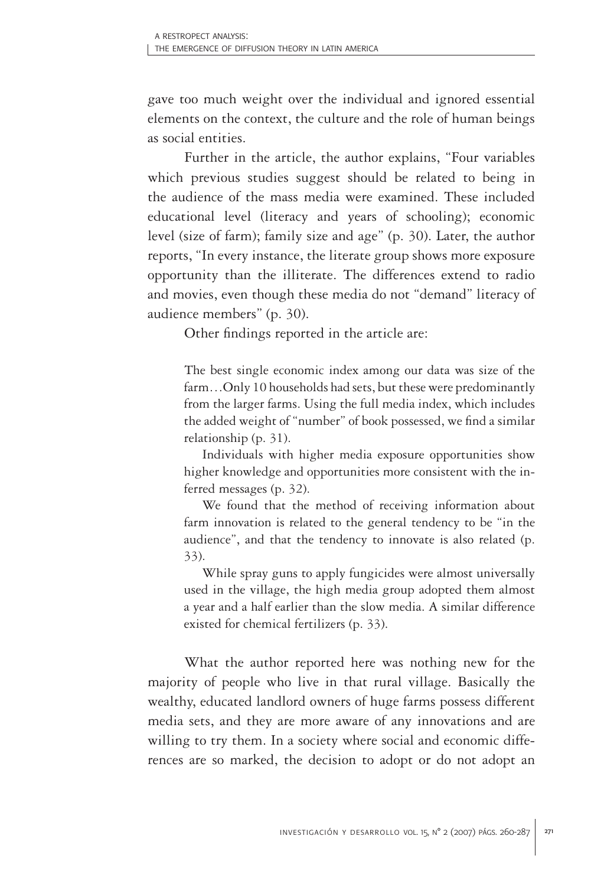gave too much weight over the individual and ignored essential elements on the context, the culture and the role of human beings as social entities.

Further in the article, the author explains, "Four variables which previous studies suggest should be related to being in the audience of the mass media were examined. These included educational level (literacy and years of schooling); economic level (size of farm); family size and age" (p. 30). Later, the author reports, "In every instance, the literate group shows more exposure opportunity than the illiterate. The differences extend to radio and movies, even though these media do not "demand" literacy of audience members" (p. 30).

Other findings reported in the article are:

> The best single economic index among our data was size of the farm…Only 10 households had sets, but these were predominantly from the larger farms. Using the full media index, which includes the added weight of "number" of book possessed, we find a similar relationship (p. 31).
>
> Individuals with higher media exposure opportunities show higher knowledge and opportunities more consistent with the inferred messages (p. 32).
>
> We found that the method of receiving information about farm innovation is related to the general tendency to be "in the audience", and that the tendency to innovate is also related (p. 33).
>
> While spray guns to apply fungicides were almost universally used in the village, the high media group adopted them almost a year and a half earlier than the slow media. A similar difference existed for chemical fertilizers (p. 33).

What the author reported here was nothing new for the majority of people who live in that rural village. Basically the wealthy, educated landlord owners of huge farms possess different media sets, and they are more aware of any innovations and are willing to try them. In a society where social and economic differences are so marked, the decision to adopt or do not adopt an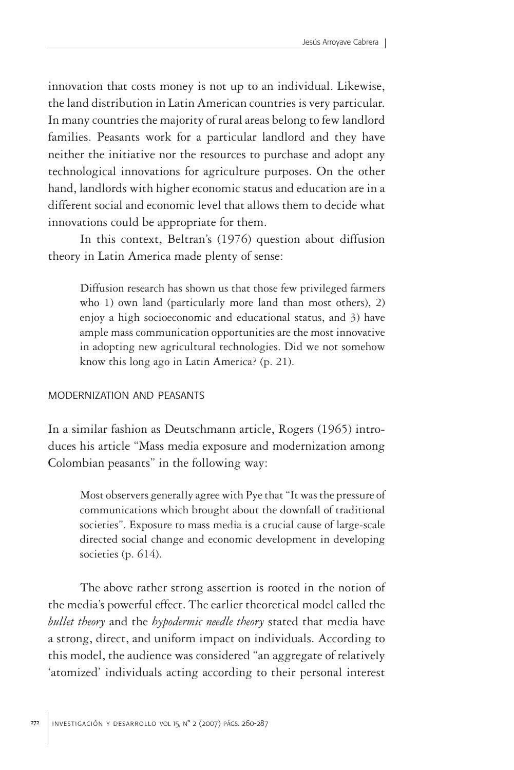innovation that costs money is not up to an individual. Likewise, the land distribution in Latin American countries is very particular. In many countries the majority of rural areas belong to few landlord families. Peasants work for a particular landlord and they have neither the initiative nor the resources to purchase and adopt any technological innovations for agriculture purposes. On the other hand, landlords with higher economic status and education are in a different social and economic level that allows them to decide what innovations could be appropriate for them.

In this context, Beltran's (1976) question about diffusion theory in Latin America made plenty of sense:

> Diffusion research has shown us that those few privileged farmers who 1) own land (particularly more land than most others), 2) enjoy a high socioeconomic and educational status, and 3) have ample mass communication opportunities are the most innovative in adopting new agricultural technologies. Did we not somehow know this long ago in Latin America? (p. 21).

## MODERNIZATION AND PEASANTS

In a similar fashion as Deutschmann article, Rogers (1965) introduces his article "Mass media exposure and modernization among Colombian peasants" in the following way:

> Most observers generally agree with Pye that "It was the pressure of communications which brought about the downfall of traditional societies". Exposure to mass media is a crucial cause of large-scale directed social change and economic development in developing societies (p. 614).

The above rather strong assertion is rooted in the notion of the media's powerful effect. The earlier theoretical model called the *bullet theory* and the *hypodermic needle theory* stated that media have a strong, direct, and uniform impact on individuals. According to this model, the audience was considered "an aggregate of relatively 'atomized' individuals acting according to their personal interest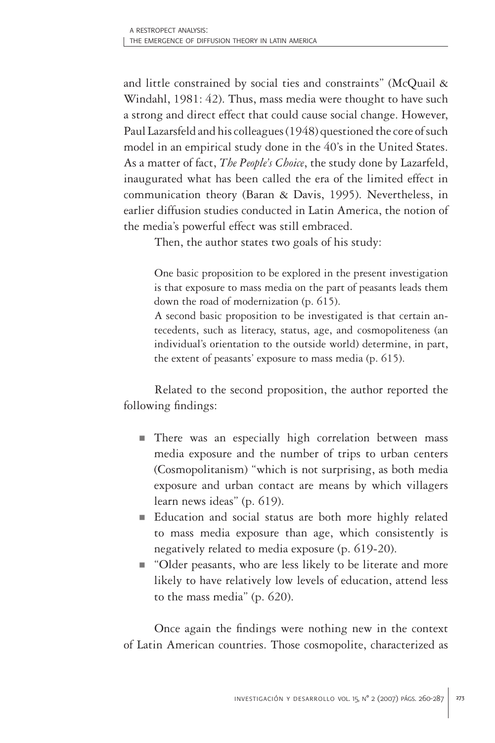and little constrained by social ties and constraints" (McQuail & Windahl, 1981: 42). Thus, mass media were thought to have such a strong and direct effect that could cause social change. However, Paul Lazarsfeld and his colleagues (1948) questioned the core of such model in an empirical study done in the 40's in the United States. As a matter of fact, *The People's Choice*, the study done by Lazarfeld, inaugurated what has been called the era of the limited effect in communication theory (Baran & Davis, 1995). Nevertheless, in earlier diffusion studies conducted in Latin America, the notion of the media's powerful effect was still embraced.

Then, the author states two goals of his study:

> One basic proposition to be explored in the present investigation is that exposure to mass media on the part of peasants leads them down the road of modernization (p. 615).
>
> A second basic proposition to be investigated is that certain antecedents, such as literacy, status, age, and cosmopoliteness (an individual's orientation to the outside world) determine, in part, the extent of peasants' exposure to mass media (p. 615).

Related to the second proposition, the author reported the following findings:

- There was an especially high correlation between mass media exposure and the number of trips to urban centers (Cosmopolitanism) "which is not surprising, as both media exposure and urban contact are means by which villagers learn news ideas" (p. 619).
- Education and social status are both more highly related to mass media exposure than age, which consistently is negatively related to media exposure (p. 619-20).
- "Older peasants, who are less likely to be literate and more likely to have relatively low levels of education, attend less to the mass media" (p. 620).

Once again the findings were nothing new in the context of Latin American countries. Those cosmopolite, characterized as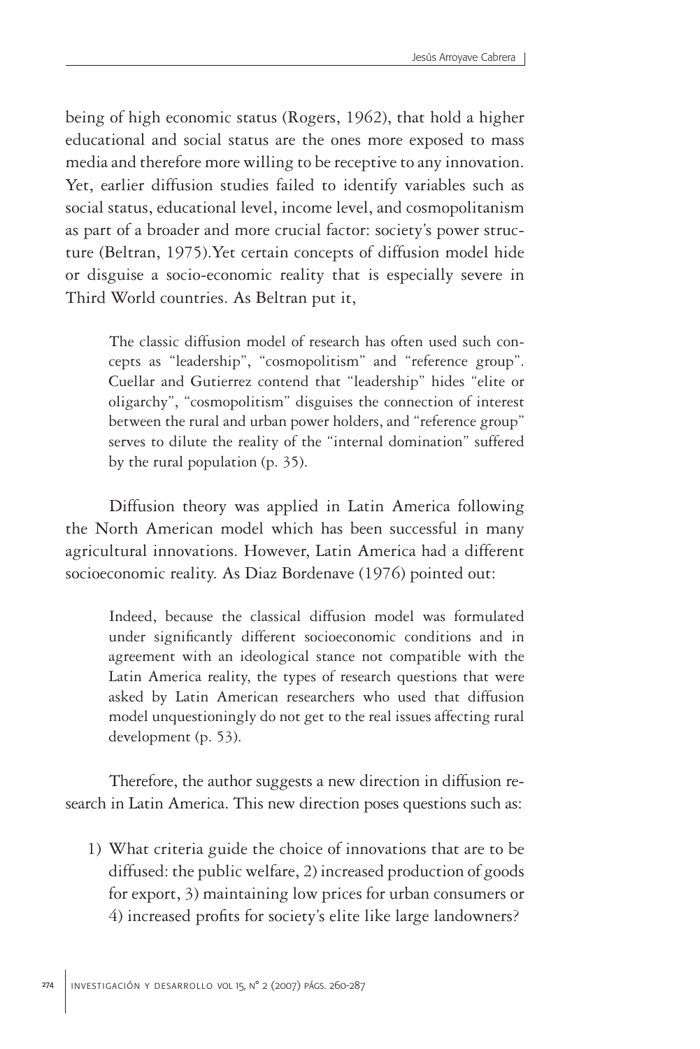being of high economic status (Rogers, 1962), that hold a higher educational and social status are the ones more exposed to mass media and therefore more willing to be receptive to any innovation. Yet, earlier diffusion studies failed to identify variables such as social status, educational level, income level, and cosmopolitanism as part of a broader and more crucial factor: society's power structure (Beltran, 1975).Yet certain concepts of diffusion model hide or disguise a socio-economic reality that is especially severe in Third World countries. As Beltran put it,

> The classic diffusion model of research has often used such concepts as "leadership", "cosmopolitism" and "reference group". Cuellar and Gutierrez contend that "leadership" hides "elite or oligarchy", "cosmopolitism" disguises the connection of interest between the rural and urban power holders, and "reference group" serves to dilute the reality of the "internal domination" suffered by the rural population (p. 35).

Diffusion theory was applied in Latin America following the North American model which has been successful in many agricultural innovations. However, Latin America had a different socioeconomic reality. As Diaz Bordenave (1976) pointed out:

> Indeed, because the classical diffusion model was formulated under significantly different socioeconomic conditions and in agreement with an ideological stance not compatible with the Latin America reality, the types of research questions that were asked by Latin American researchers who used that diffusion model unquestioningly do not get to the real issues affecting rural development (p. 53).

Therefore, the author suggests a new direction in diffusion research in Latin America. This new direction poses questions such as:

1) What criteria guide the choice of innovations that are to be diffused: the public welfare, 2) increased production of goods for export, 3) maintaining low prices for urban consumers or 4) increased profits for society's elite like large landowners?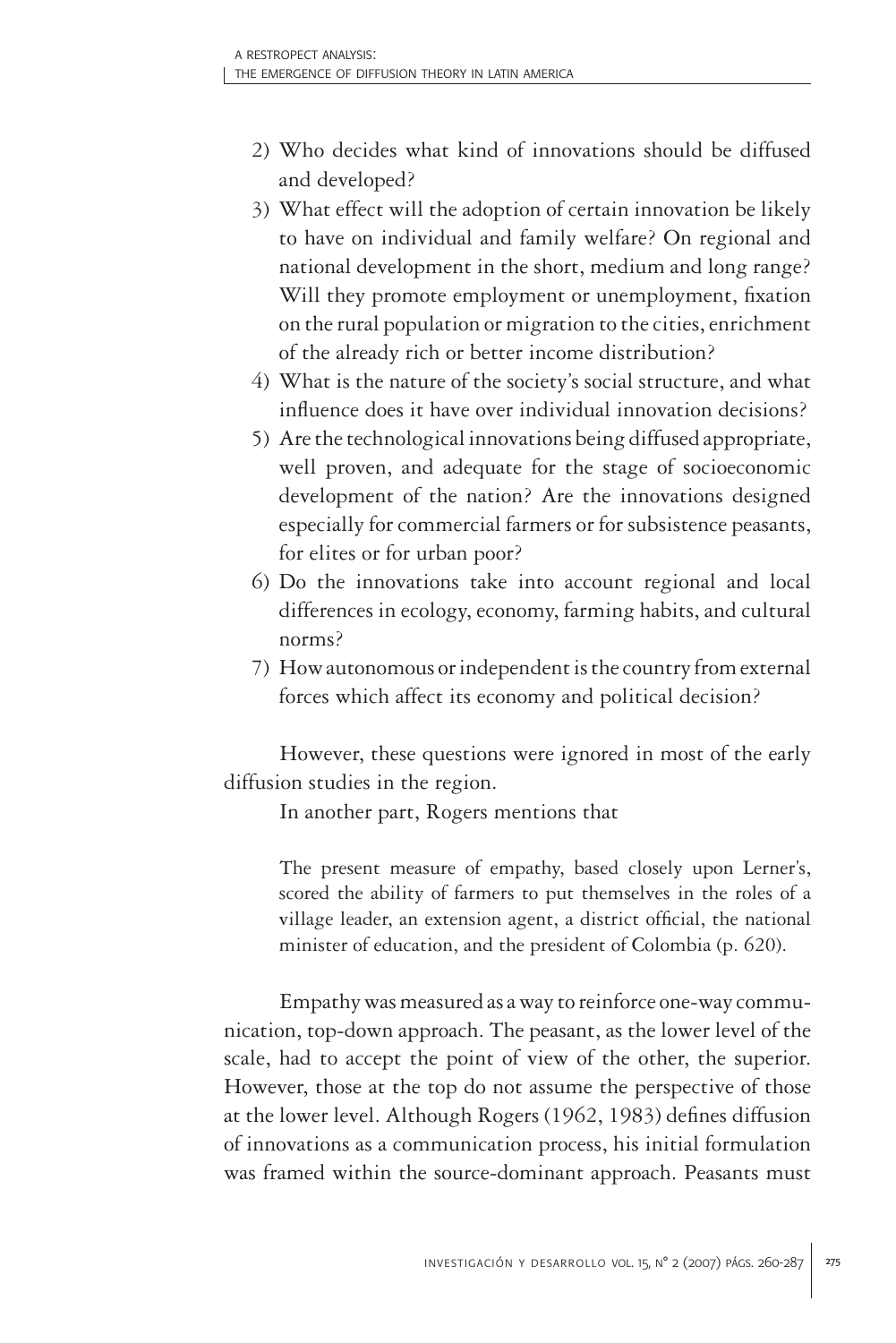2) Who decides what kind of innovations should be diffused and developed?
3) What effect will the adoption of certain innovation be likely to have on individual and family welfare? On regional and national development in the short, medium and long range? Will they promote employment or unemployment, fixation on the rural population or migration to the cities, enrichment of the already rich or better income distribution?
4) What is the nature of the society's social structure, and what influence does it have over individual innovation decisions?
5) Are the technological innovations being diffused appropriate, well proven, and adequate for the stage of socioeconomic development of the nation? Are the innovations designed especially for commercial farmers or for subsistence peasants, for elites or for urban poor?
6) Do the innovations take into account regional and local differences in ecology, economy, farming habits, and cultural norms?
7) How autonomous or independent is the country from external forces which affect its economy and political decision?

However, these questions were ignored in most of the early diffusion studies in the region.

In another part, Rogers mentions that

> The present measure of empathy, based closely upon Lerner's, scored the ability of farmers to put themselves in the roles of a village leader, an extension agent, a district official, the national minister of education, and the president of Colombia (p. 620).

Empathy was measured as a way to reinforce one-way communication, top-down approach. The peasant, as the lower level of the scale, had to accept the point of view of the other, the superior. However, those at the top do not assume the perspective of those at the lower level. Although Rogers (1962, 1983) defines diffusion of innovations as a communication process, his initial formulation was framed within the source-dominant approach. Peasants must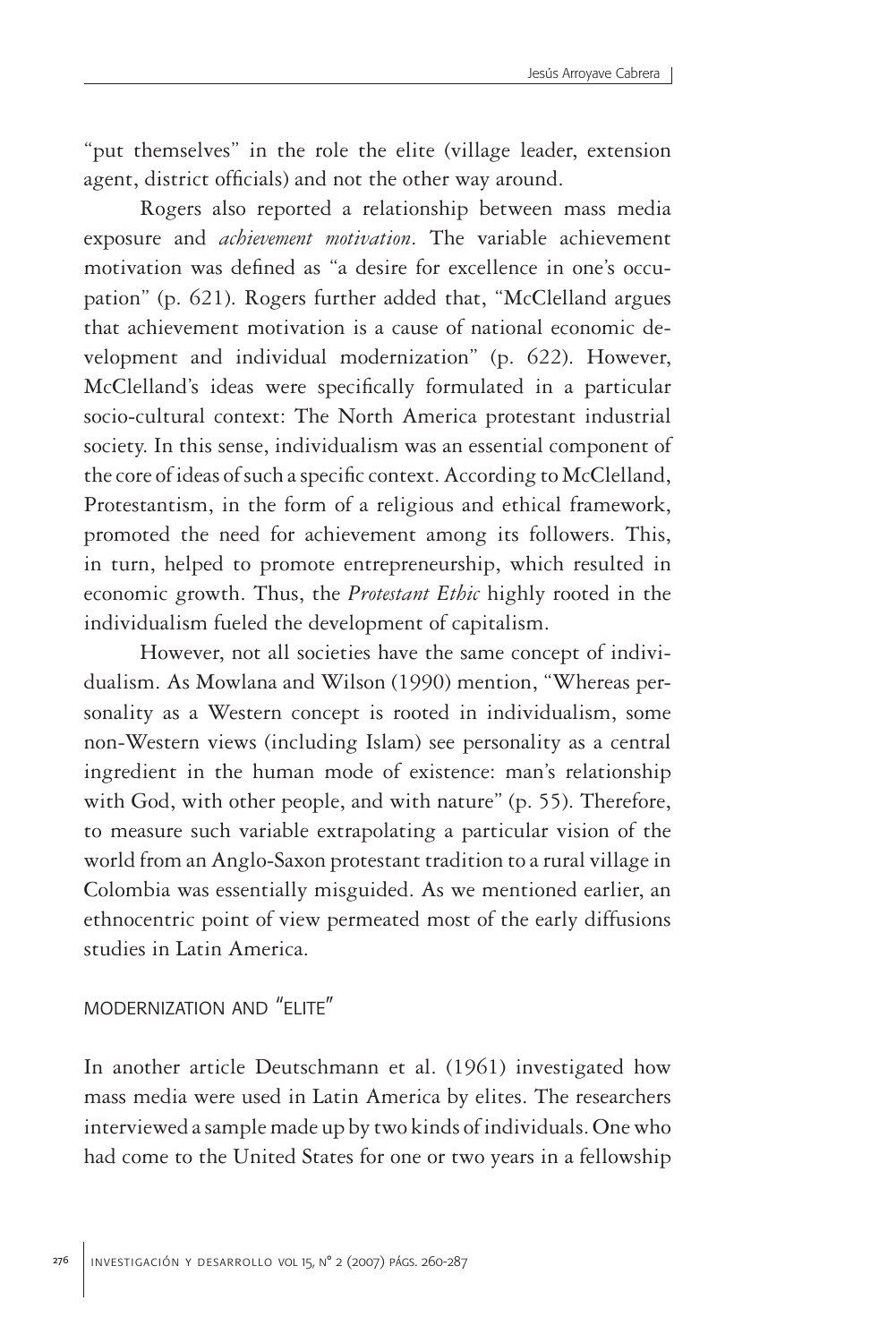"put themselves" in the role the elite (village leader, extension agent, district officials) and not the other way around.

Rogers also reported a relationship between mass media exposure and *achievement motivation*. The variable achievement motivation was defined as "a desire for excellence in one's occupation" (p. 621). Rogers further added that, "McClelland argues that achievement motivation is a cause of national economic development and individual modernization" (p. 622). However, McClelland's ideas were specifically formulated in a particular socio-cultural context: The North America protestant industrial society. In this sense, individualism was an essential component of the core of ideas of such a specific context. According to McClelland, Protestantism, in the form of a religious and ethical framework, promoted the need for achievement among its followers. This, in turn, helped to promote entrepreneurship, which resulted in economic growth. Thus, the *Protestant Ethic* highly rooted in the individualism fueled the development of capitalism.

However, not all societies have the same concept of individualism. As Mowlana and Wilson (1990) mention, "Whereas personality as a Western concept is rooted in individualism, some non-Western views (including Islam) see personality as a central ingredient in the human mode of existence: man's relationship with God, with other people, and with nature" (p. 55). Therefore, to measure such variable extrapolating a particular vision of the world from an Anglo-Saxon protestant tradition to a rural village in Colombia was essentially misguided. As we mentioned earlier, an ethnocentric point of view permeated most of the early diffusions studies in Latin America.

## MODERNIZATION AND "ELITE"

In another article Deutschmann et al. (1961) investigated how mass media were used in Latin America by elites. The researchers interviewed a sample made up by two kinds of individuals. One who had come to the United States for one or two years in a fellowship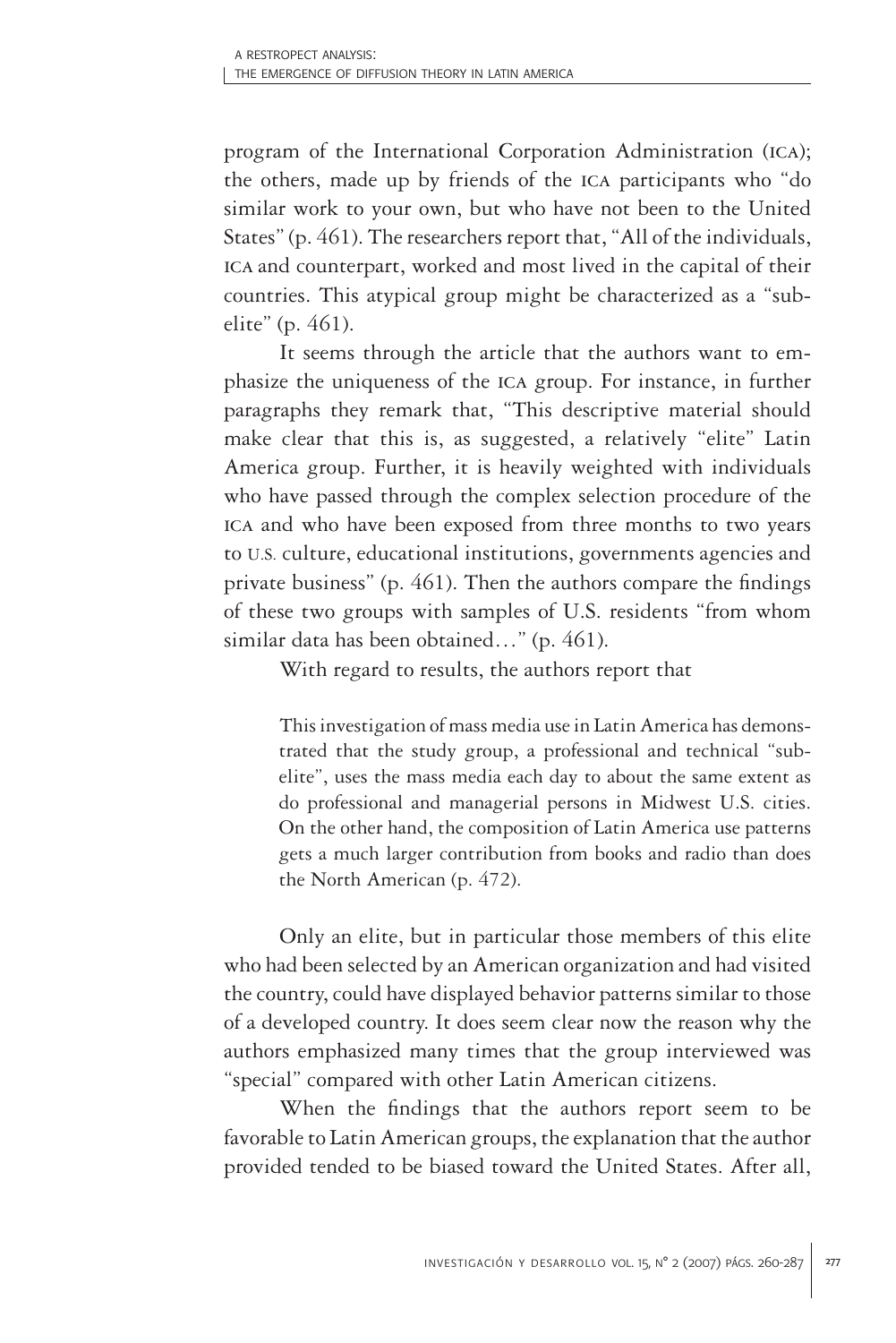program of the International Corporation Administration (ICA); the others, made up by friends of the ICA participants who "do similar work to your own, but who have not been to the United States" (p. 461). The researchers report that, "All of the individuals, ICA and counterpart, worked and most lived in the capital of their countries. This atypical group might be characterized as a "sub-elite" (p. 461).

It seems through the article that the authors want to emphasize the uniqueness of the ICA group. For instance, in further paragraphs they remark that, "This descriptive material should make clear that this is, as suggested, a relatively "elite" Latin America group. Further, it is heavily weighted with individuals who have passed through the complex selection procedure of the ICA and who have been exposed from three months to two years to U.S. culture, educational institutions, governments agencies and private business" (p. 461). Then the authors compare the findings of these two groups with samples of U.S. residents "from whom similar data has been obtained…" (p. 461).

With regard to results, the authors report that

> This investigation of mass media use in Latin America has demonstrated that the study group, a professional and technical "sub-elite", uses the mass media each day to about the same extent as do professional and managerial persons in Midwest U.S. cities. On the other hand, the composition of Latin America use patterns gets a much larger contribution from books and radio than does the North American (p. 472).

Only an elite, but in particular those members of this elite who had been selected by an American organization and had visited the country, could have displayed behavior patterns similar to those of a developed country. It does seem clear now the reason why the authors emphasized many times that the group interviewed was "special" compared with other Latin American citizens.

When the findings that the authors report seem to be favorable to Latin American groups, the explanation that the author provided tended to be biased toward the United States. After all,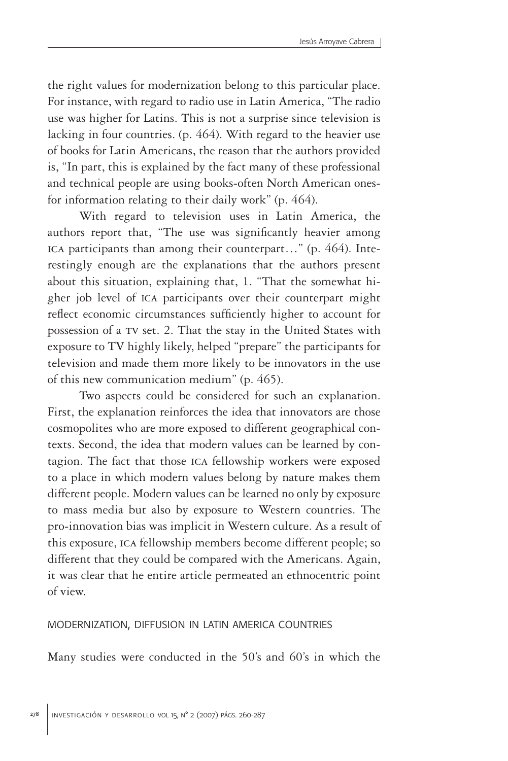the right values for modernization belong to this particular place. For instance, with regard to radio use in Latin America, "The radio use was higher for Latins. This is not a surprise since television is lacking in four countries. (p. 464). With regard to the heavier use of books for Latin Americans, the reason that the authors provided is, "In part, this is explained by the fact many of these professional and technical people are using books-often North American ones-for information relating to their daily work" (p. 464).

With regard to television uses in Latin America, the authors report that, "The use was significantly heavier among ICA participants than among their counterpart…" (p. 464). Interestingly enough are the explanations that the authors present about this situation, explaining that, 1. "That the somewhat higher job level of ICA participants over their counterpart might reflect economic circumstances sufficiently higher to account for possession of a TV set. 2. That the stay in the United States with exposure to TV highly likely, helped "prepare" the participants for television and made them more likely to be innovators in the use of this new communication medium" (p. 465).

Two aspects could be considered for such an explanation. First, the explanation reinforces the idea that innovators are those cosmopolites who are more exposed to different geographical contexts. Second, the idea that modern values can be learned by contagion. The fact that those ICA fellowship workers were exposed to a place in which modern values belong by nature makes them different people. Modern values can be learned no only by exposure to mass media but also by exposure to Western countries. The pro-innovation bias was implicit in Western culture. As a result of this exposure, ICA fellowship members become different people; so different that they could be compared with the Americans. Again, it was clear that he entire article permeated an ethnocentric point of view.

## MODERNIZATION, DIFFUSION IN LATIN AMERICA COUNTRIES

Many studies were conducted in the 50's and 60's in which the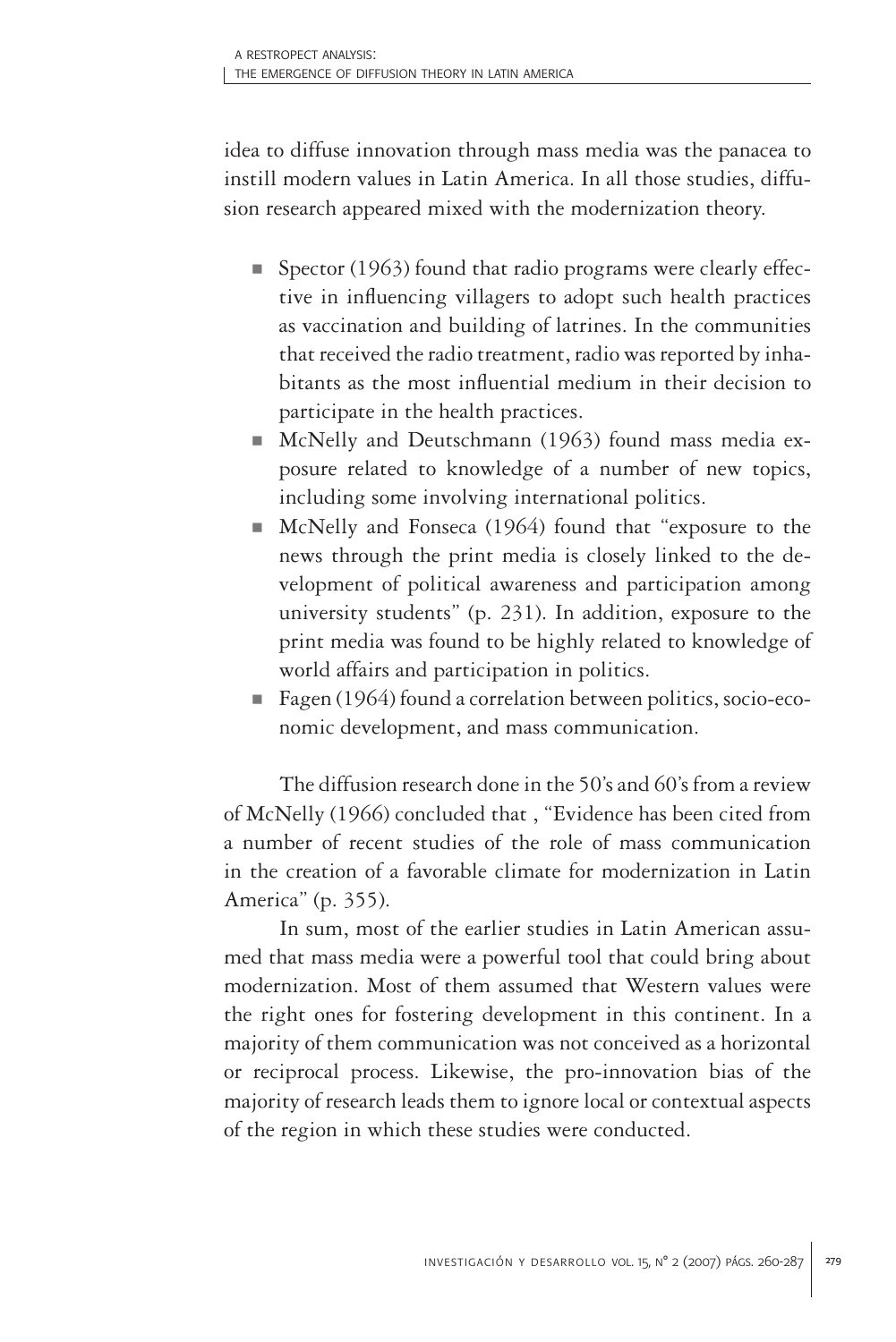idea to diffuse innovation through mass media was the panacea to instill modern values in Latin America. In all those studies, diffusion research appeared mixed with the modernization theory.

- Spector (1963) found that radio programs were clearly effective in influencing villagers to adopt such health practices as vaccination and building of latrines. In the communities that received the radio treatment, radio was reported by inhabitants as the most influential medium in their decision to participate in the health practices.
- McNelly and Deutschmann (1963) found mass media exposure related to knowledge of a number of new topics, including some involving international politics.
- McNelly and Fonseca (1964) found that "exposure to the news through the print media is closely linked to the development of political awareness and participation among university students" (p. 231). In addition, exposure to the print media was found to be highly related to knowledge of world affairs and participation in politics.
- Fagen (1964) found a correlation between politics, socio-economic development, and mass communication.

The diffusion research done in the 50's and 60's from a review of McNelly (1966) concluded that , "Evidence has been cited from a number of recent studies of the role of mass communication in the creation of a favorable climate for modernization in Latin America" (p. 355).

In sum, most of the earlier studies in Latin American assumed that mass media were a powerful tool that could bring about modernization. Most of them assumed that Western values were the right ones for fostering development in this continent. In a majority of them communication was not conceived as a horizontal or reciprocal process. Likewise, the pro-innovation bias of the majority of research leads them to ignore local or contextual aspects of the region in which these studies were conducted.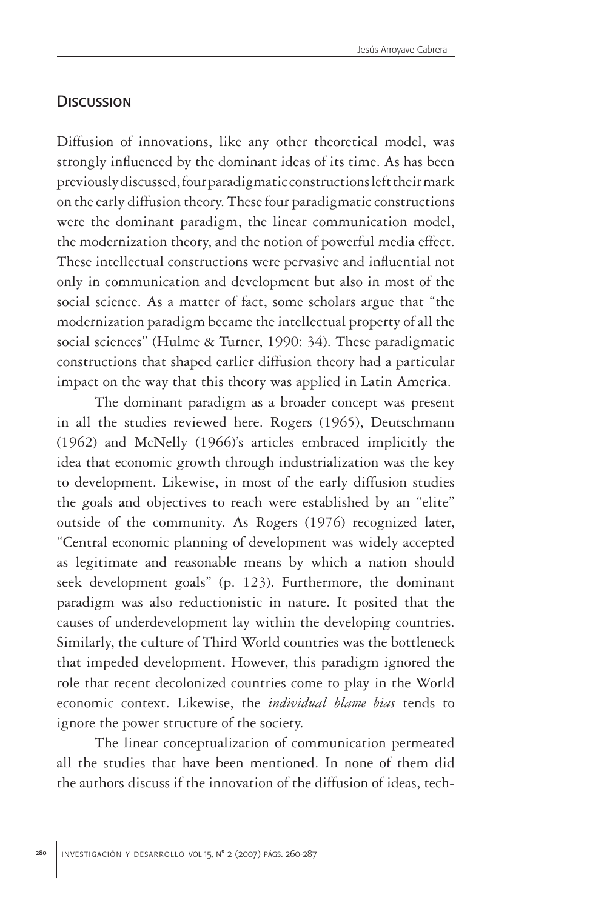## Discussion

Diffusion of innovations, like any other theoretical model, was strongly influenced by the dominant ideas of its time. As has been previously discussed, four paradigmatic constructions left their mark on the early diffusion theory. These four paradigmatic constructions were the dominant paradigm, the linear communication model, the modernization theory, and the notion of powerful media effect. These intellectual constructions were pervasive and influential not only in communication and development but also in most of the social science. As a matter of fact, some scholars argue that "the modernization paradigm became the intellectual property of all the social sciences" (Hulme & Turner, 1990: 34). These paradigmatic constructions that shaped earlier diffusion theory had a particular impact on the way that this theory was applied in Latin America.

The dominant paradigm as a broader concept was present in all the studies reviewed here. Rogers (1965), Deutschmann (1962) and McNelly (1966)'s articles embraced implicitly the idea that economic growth through industrialization was the key to development. Likewise, in most of the early diffusion studies the goals and objectives to reach were established by an "elite" outside of the community. As Rogers (1976) recognized later, "Central economic planning of development was widely accepted as legitimate and reasonable means by which a nation should seek development goals" (p. 123). Furthermore, the dominant paradigm was also reductionistic in nature. It posited that the causes of underdevelopment lay within the developing countries. Similarly, the culture of Third World countries was the bottleneck that impeded development. However, this paradigm ignored the role that recent decolonized countries come to play in the World economic context. Likewise, the *individual blame bias* tends to ignore the power structure of the society.

The linear conceptualization of communication permeated all the studies that have been mentioned. In none of them did the authors discuss if the innovation of the diffusion of ideas, tech-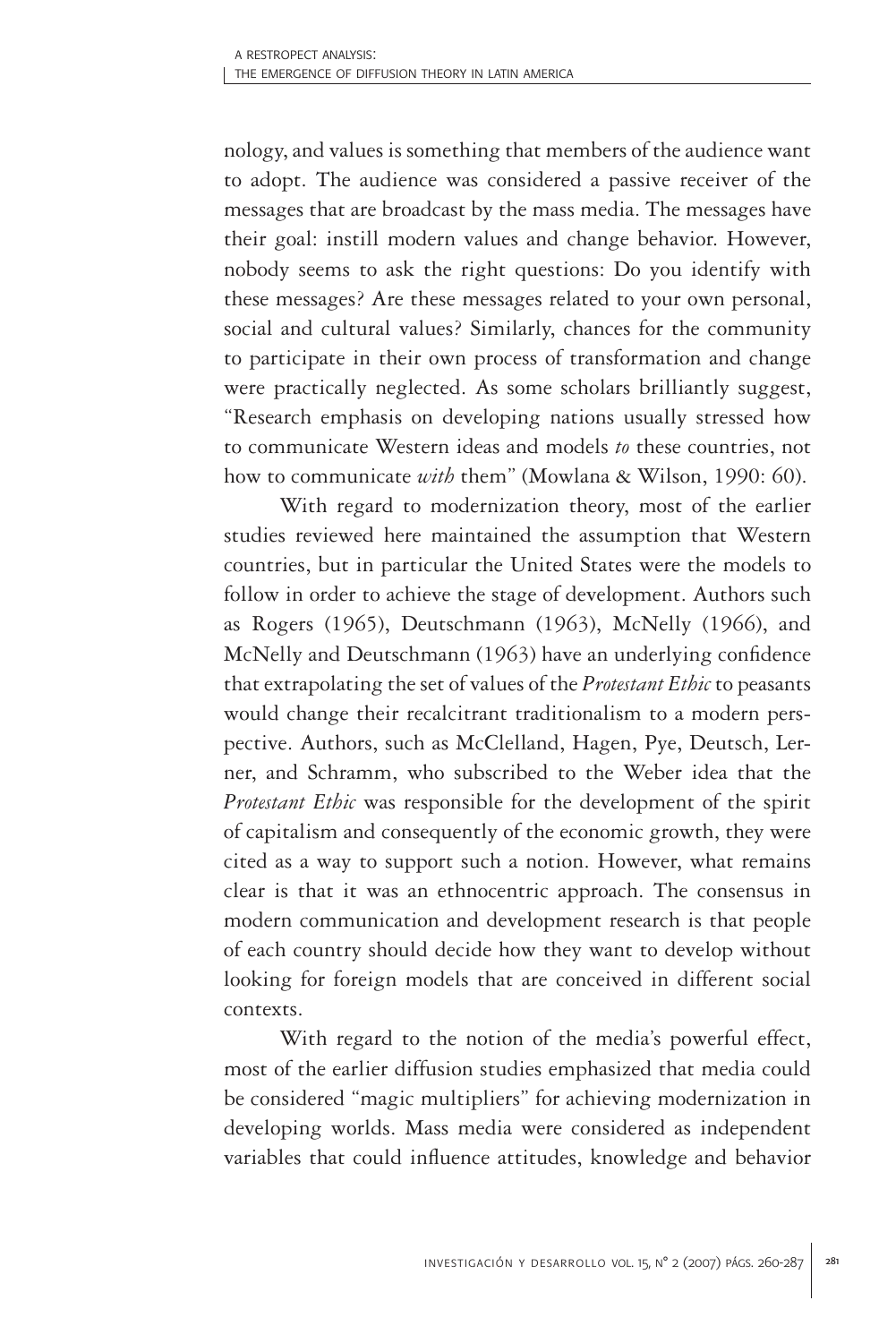nology, and values is something that members of the audience want to adopt. The audience was considered a passive receiver of the messages that are broadcast by the mass media. The messages have their goal: instill modern values and change behavior. However, nobody seems to ask the right questions: Do you identify with these messages? Are these messages related to your own personal, social and cultural values? Similarly, chances for the community to participate in their own process of transformation and change were practically neglected. As some scholars brilliantly suggest, "Research emphasis on developing nations usually stressed how to communicate Western ideas and models *to* these countries, not how to communicate *with* them" (Mowlana & Wilson, 1990: 60).

With regard to modernization theory, most of the earlier studies reviewed here maintained the assumption that Western countries, but in particular the United States were the models to follow in order to achieve the stage of development. Authors such as Rogers (1965), Deutschmann (1963), McNelly (1966), and McNelly and Deutschmann (1963) have an underlying confidence that extrapolating the set of values of the *Protestant Ethic* to peasants would change their recalcitrant traditionalism to a modern perspective. Authors, such as McClelland, Hagen, Pye, Deutsch, Lerner, and Schramm, who subscribed to the Weber idea that the *Protestant Ethic* was responsible for the development of the spirit of capitalism and consequently of the economic growth, they were cited as a way to support such a notion. However, what remains clear is that it was an ethnocentric approach. The consensus in modern communication and development research is that people of each country should decide how they want to develop without looking for foreign models that are conceived in different social contexts.

With regard to the notion of the media's powerful effect, most of the earlier diffusion studies emphasized that media could be considered "magic multipliers" for achieving modernization in developing worlds. Mass media were considered as independent variables that could influence attitudes, knowledge and behavior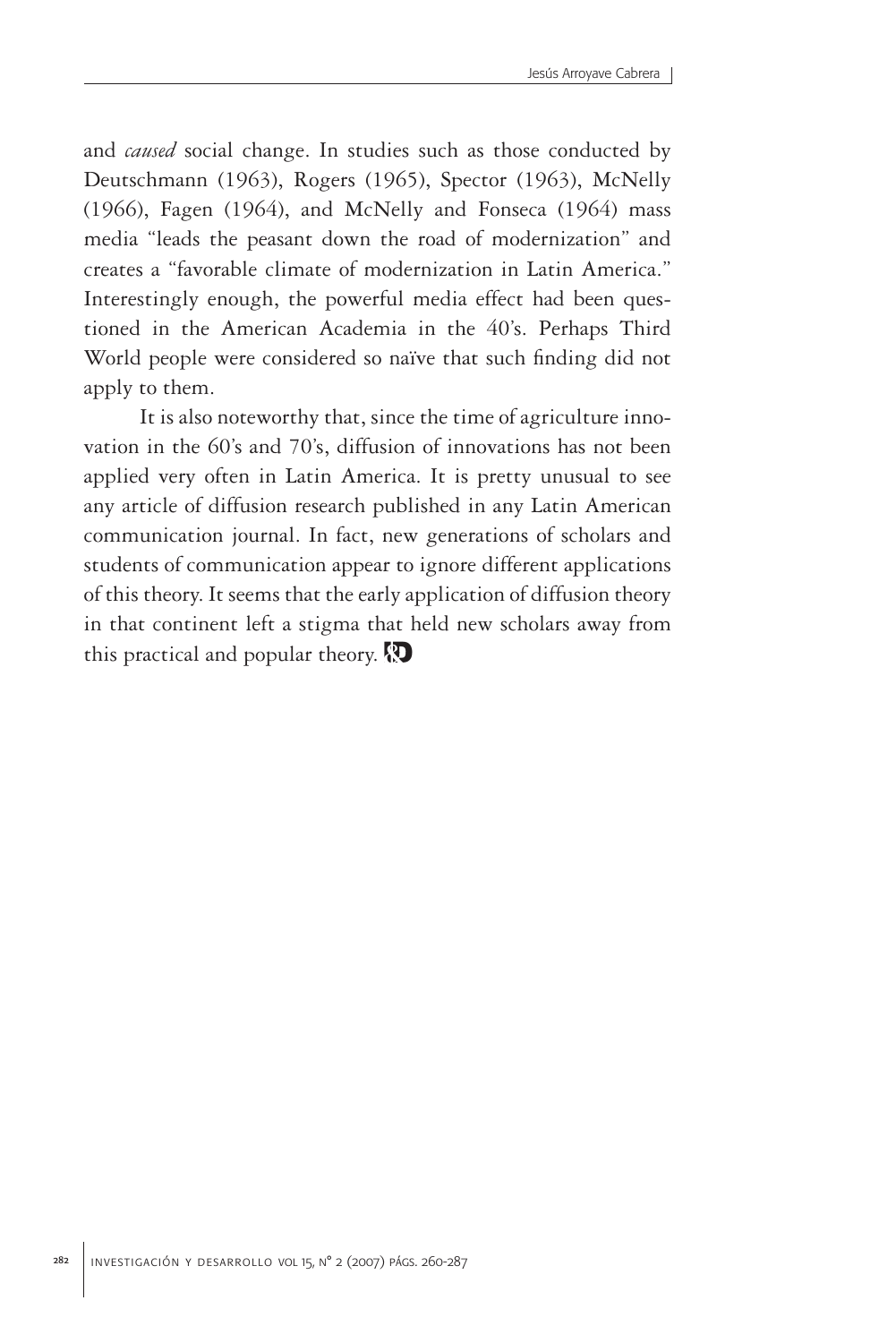and *caused* social change. In studies such as those conducted by Deutschmann (1963), Rogers (1965), Spector (1963), McNelly (1966), Fagen (1964), and McNelly and Fonseca (1964) mass media "leads the peasant down the road of modernization" and creates a "favorable climate of modernization in Latin America." Interestingly enough, the powerful media effect had been questioned in the American Academia in the 40's. Perhaps Third World people were considered so naïve that such finding did not apply to them.

It is also noteworthy that, since the time of agriculture innovation in the 60's and 70's, diffusion of innovations has not been applied very often in Latin America. It is pretty unusual to see any article of diffusion research published in any Latin American communication journal. In fact, new generations of scholars and students of communication appear to ignore different applications of this theory. It seems that the early application of diffusion theory in that continent left a stigma that held new scholars away from this practical and popular theory.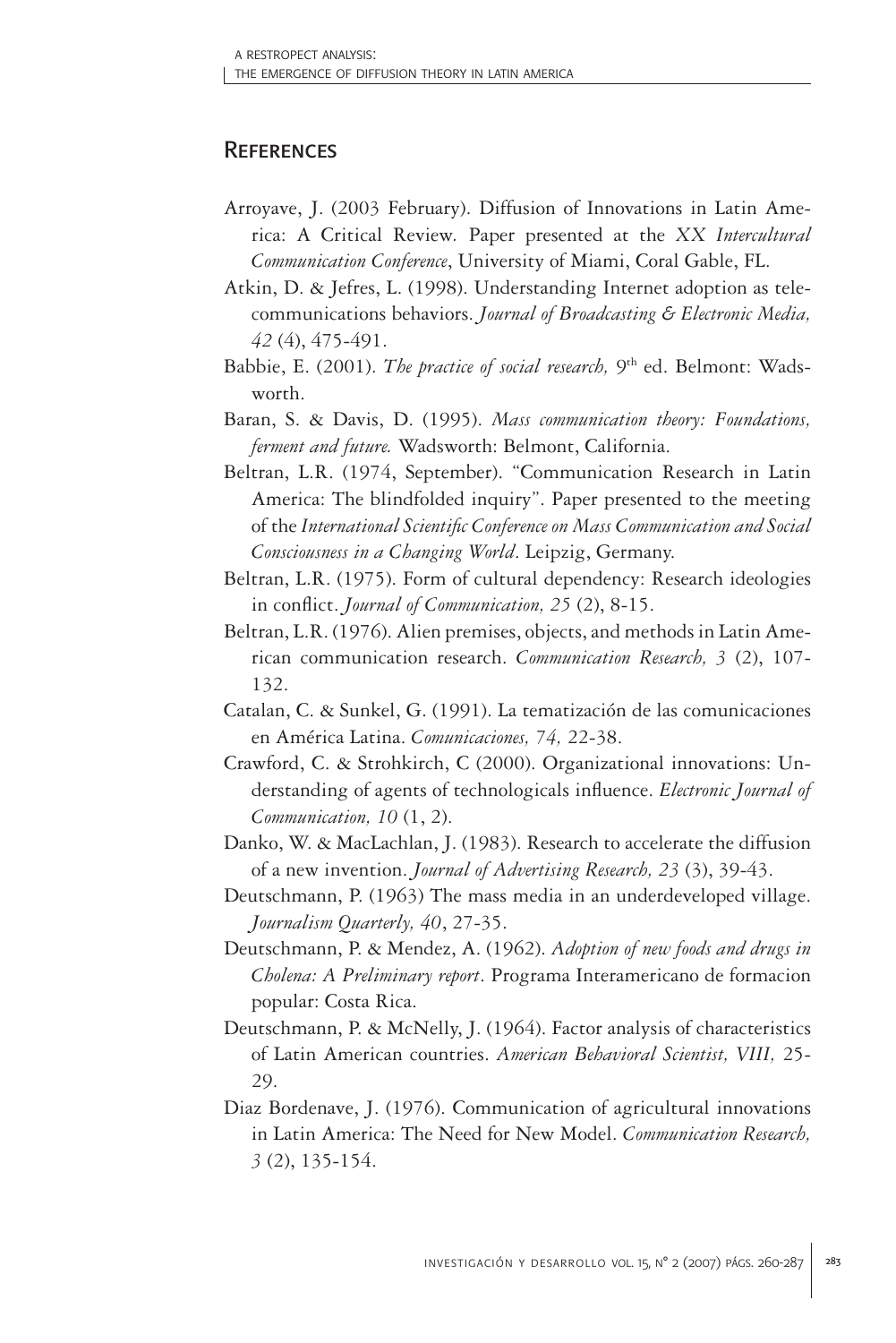## References

Arroyave, J. (2003 February). Diffusion of Innovations in Latin America: A Critical Review*.* Paper presented at the *XX Intercultural Communication Conference*, University of Miami, Coral Gable, FL.

Atkin, D. & Jefres, L. (1998). Understanding Internet adoption as telecommunications behaviors. *Journal of Broadcasting & Electronic Media, 42* (4), 475-491.

Babbie, E. (2001). *The practice of social research,* 9th ed. Belmont: Wadsworth.

Baran, S. & Davis, D. (1995). *Mass communication theory: Foundations, ferment and future.* Wadsworth: Belmont, California.

Beltran, L.R. (1974, September). "Communication Research in Latin America: The blindfolded inquiry". Paper presented to the meeting of the *International Scientific Conference on Mass Communication and Social Consciousness in a Changing World*. Leipzig, Germany.

Beltran, L.R. (1975). Form of cultural dependency: Research ideologies in conflict. *Journal of Communication, 25* (2), 8-15.

Beltran, L.R. (1976). Alien premises, objects, and methods in Latin American communication research. *Communication Research, 3* (2), 107-132.

Catalan, C. & Sunkel, G. (1991). La tematización de las comunicaciones en América Latina. *Comunicaciones, 74,* 22-38.

Crawford, C. & Strohkirch, C (2000). Organizational innovations: Understanding of agents of technologicals influence. *Electronic Journal of Communication, 10* (1, 2).

Danko, W. & MacLachlan, J. (1983). Research to accelerate the diffusion of a new invention. *Journal of Advertising Research, 23* (3), 39-43.

Deutschmann, P. (1963) The mass media in an underdeveloped village. *Journalism Quarterly, 40*, 27-35.

Deutschmann, P. & Mendez, A. (1962). *Adoption of new foods and drugs in Cholena: A Preliminary report*. Programa Interamericano de formacion popular: Costa Rica.

Deutschmann, P. & McNelly, J. (1964). Factor analysis of characteristics of Latin American countries. *American Behavioral Scientist, VIII,* 25-29.

Diaz Bordenave, J. (1976). Communication of agricultural innovations in Latin America: The Need for New Model. *Communication Research, 3* (2), 135-154.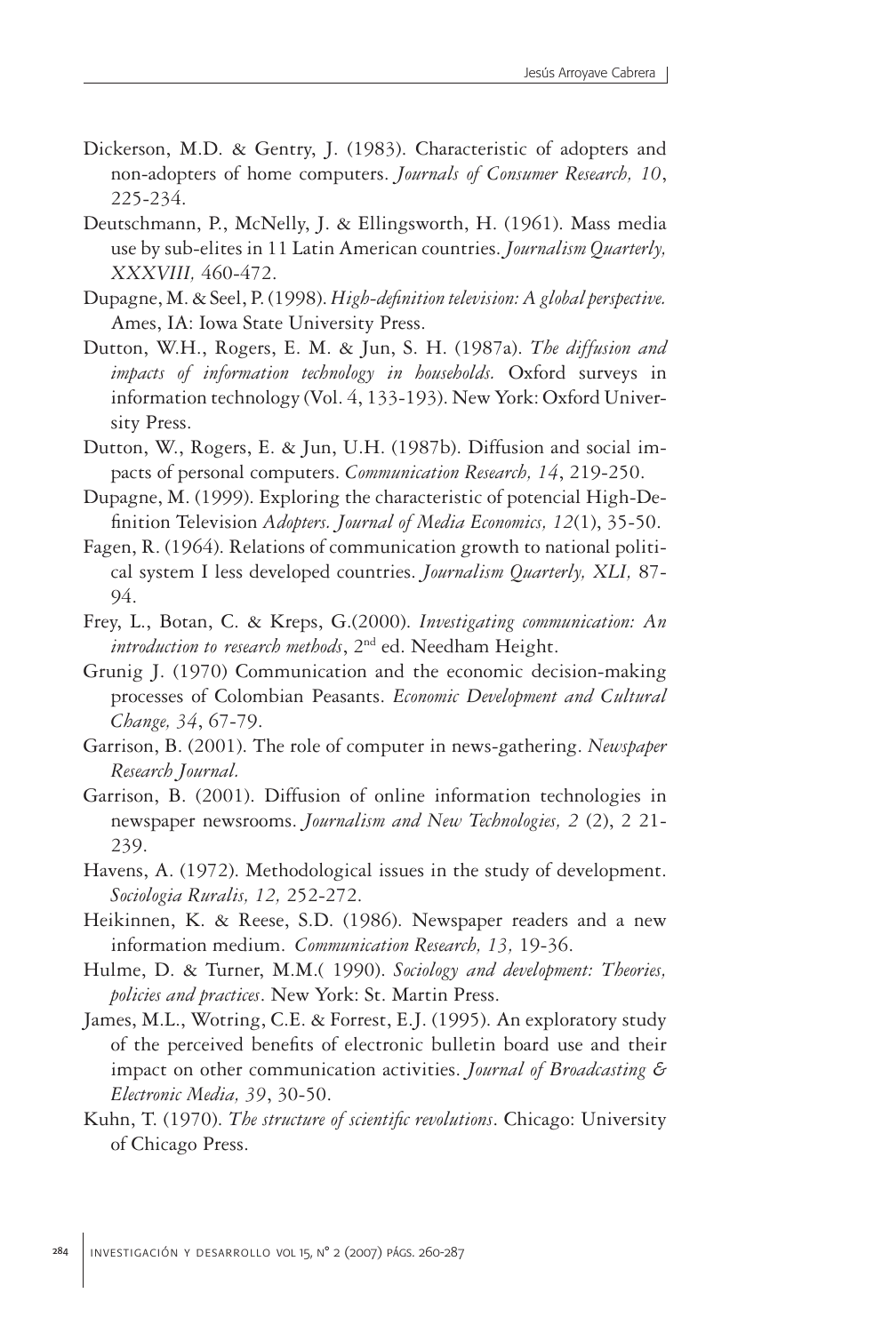Dickerson, M.D. & Gentry, J. (1983). Characteristic of adopters and non-adopters of home computers. *Journals of Consumer Research, 10*, 225-234.

Deutschmann, P., McNelly, J. & Ellingsworth, H. (1961). Mass media use by sub-elites in 11 Latin American countries. *Journalism Quarterly, XXXVIII,* 460-472.

Dupagne, M. & Seel, P. (1998). *High-definition television: A global perspective.* Ames, IA: Iowa State University Press.

Dutton, W.H., Rogers, E. M. & Jun, S. H. (1987a). *The diffusion and impacts of information technology in households.* Oxford surveys in information technology (Vol. 4, 133-193). New York: Oxford University Press.

Dutton, W., Rogers, E. & Jun, U.H. (1987b). Diffusion and social impacts of personal computers. *Communication Research, 14*, 219-250.

Dupagne, M. (1999). Exploring the characteristic of potencial High-Definition Television *Adopters. Journal of Media Economics, 12*(1), 35-50.

Fagen, R. (1964). Relations of communication growth to national political system I less developed countries. *Journalism Quarterly, XLI,* 87-94.

Frey, L., Botan, C. & Kreps, G.(2000). *Investigating communication: An introduction to research methods*, 2nd ed. Needham Height.

Grunig J. (1970) Communication and the economic decision-making processes of Colombian Peasants. *Economic Development and Cultural Change, 34*, 67-79.

Garrison, B. (2001). The role of computer in news-gathering. *Newspaper Research Journal.*

Garrison, B. (2001). Diffusion of online information technologies in newspaper newsrooms. *Journalism and New Technologies, 2* (2), 2 21-239.

Havens, A. (1972). Methodological issues in the study of development. *Sociologia Ruralis, 12,* 252-272.

Heikinnen, K. & Reese, S.D. (1986). Newspaper readers and a new information medium. *Communication Research, 13,* 19-36.

Hulme, D. & Turner, M.M.( 1990). *Sociology and development: Theories, policies and practices*. New York: St. Martin Press.

James, M.L., Wotring, C.E. & Forrest, E.J. (1995). An exploratory study of the perceived benefits of electronic bulletin board use and their impact on other communication activities. *Journal of Broadcasting & Electronic Media, 39*, 30-50.

Kuhn, T. (1970). *The structure of scientific revolutions*. Chicago: University of Chicago Press.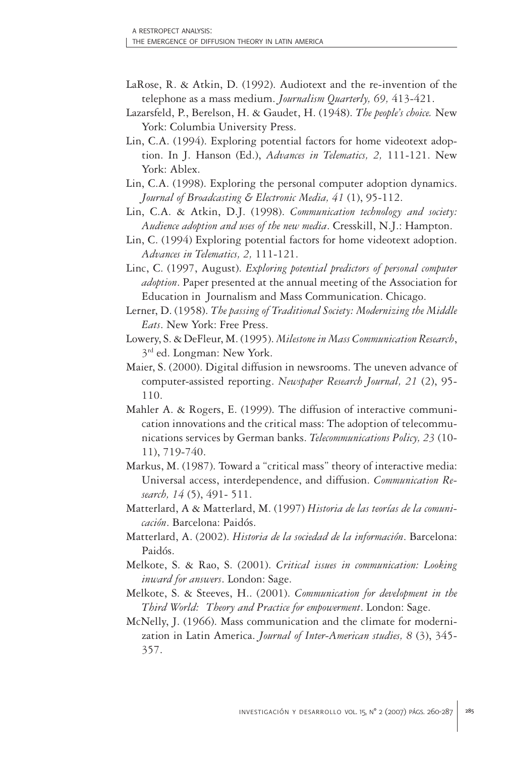LaRose, R. & Atkin, D. (1992). Audiotext and the re-invention of the telephone as a mass medium. *Journalism Quarterly, 69,* 413-421.

Lazarsfeld, P., Berelson, H. & Gaudet, H. (1948). *The people's choice.* New York: Columbia University Press.

Lin, C.A. (1994). Exploring potential factors for home videotext adoption. In J. Hanson (Ed.), *Advances in Telematics, 2,* 111-121. New York: Ablex.

Lin, C.A. (1998). Exploring the personal computer adoption dynamics. *Journal of Broadcasting & Electronic Media, 41* (1), 95-112.

Lin, C.A. & Atkin, D.J. (1998). *Communication technology and society: Audience adoption and uses of the new media*. Cresskill, N.J.: Hampton.

Lin, C. (1994) Exploring potential factors for home videotext adoption. *Advances in Telematics, 2,* 111-121.

Linc, C. (1997, August). *Exploring potential predictors of personal computer adoption*. Paper presented at the annual meeting of the Association for Education in Journalism and Mass Communication. Chicago.

Lerner, D. (1958). *The passing of Traditional Society: Modernizing the Middle Eats*. New York: Free Press.

Lowery, S. & DeFleur, M. (1995). *Milestone in Mass Communication Research*, 3rd ed. Longman: New York.

Maier, S. (2000). Digital diffusion in newsrooms. The uneven advance of computer-assisted reporting. *Newspaper Research Journal, 21* (2), 95-110.

Mahler A. & Rogers, E. (1999). The diffusion of interactive communication innovations and the critical mass: The adoption of telecommunications services by German banks. *Telecommunications Policy, 23* (10-11), 719-740.

Markus, M. (1987). Toward a "critical mass" theory of interactive media: Universal access, interdependence, and diffusion. *Communication Research, 14* (5), 491- 511.

Matterlard, A & Matterlard, M. (1997) *Historia de las teorías de la comunicación*. Barcelona: Paidós.

Matterlard, A. (2002). *Historia de la sociedad de la información*. Barcelona: Paidós.

Melkote, S. & Rao, S. (2001). *Critical issues in communication: Looking inward for answers*. London: Sage.

Melkote, S. & Steeves, H.. (2001). *Communication for development in the Third World: Theory and Practice for empowerment*. London: Sage.

McNelly, J. (1966). Mass communication and the climate for modernization in Latin America. *Journal of Inter-American studies, 8* (3), 345-357.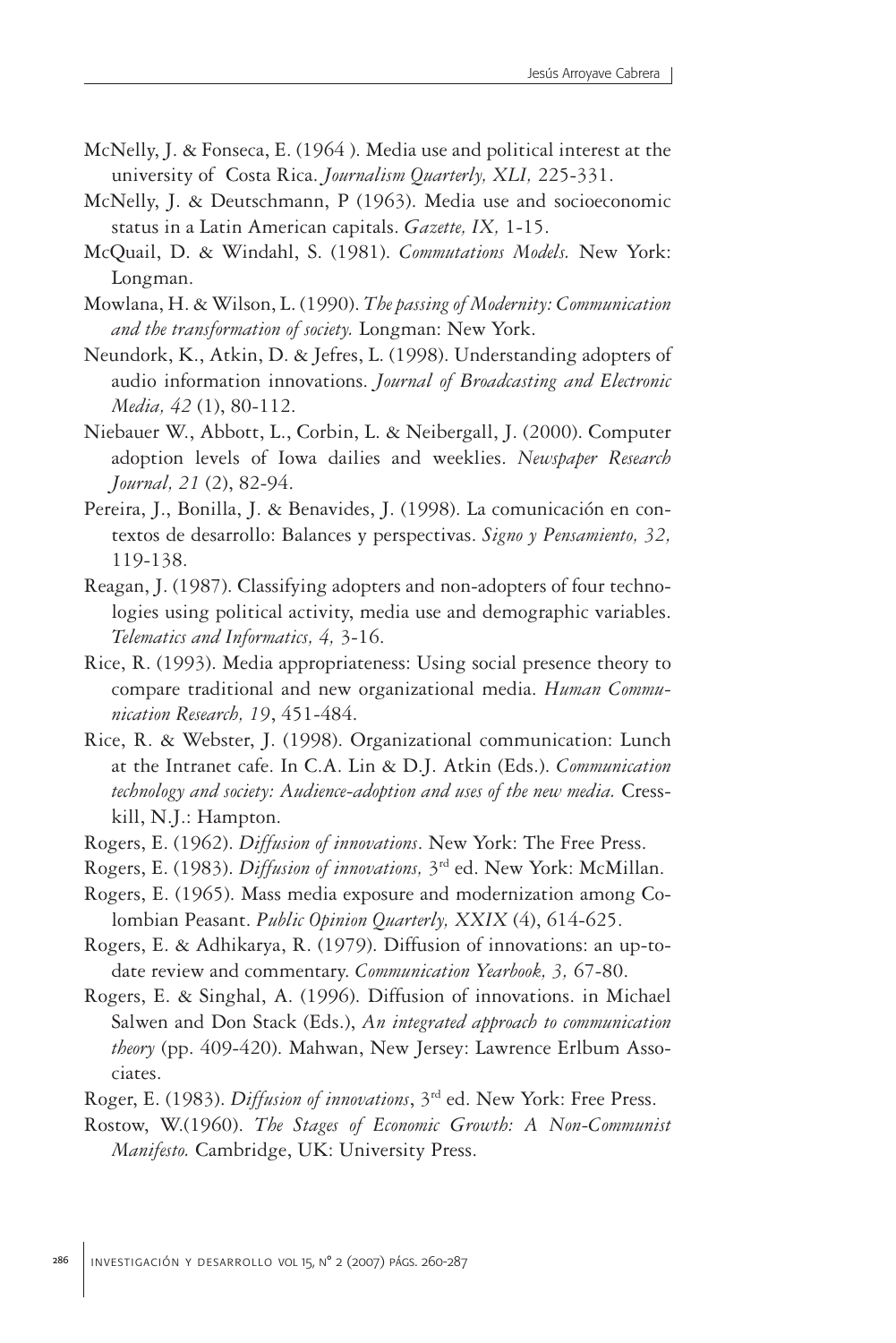McNelly, J. & Fonseca, E. (1964 ). Media use and political interest at the university of Costa Rica. *Journalism Quarterly, XLI,* 225-331.

McNelly, J. & Deutschmann, P (1963). Media use and socioeconomic status in a Latin American capitals. *Gazette, IX,* 1-15.

McQuail, D. & Windahl, S. (1981). *Commutations Models.* New York: Longman.

Mowlana, H. & Wilson, L. (1990). *The passing of Modernity: Communication and the transformation of society.* Longman: New York.

Neundork, K., Atkin, D. & Jefres, L. (1998). Understanding adopters of audio information innovations. *Journal of Broadcasting and Electronic Media, 42* (1), 80-112.

Niebauer W., Abbott, L., Corbin, L. & Neibergall, J. (2000). Computer adoption levels of Iowa dailies and weeklies. *Newspaper Research Journal, 21* (2), 82-94.

Pereira, J., Bonilla, J. & Benavides, J. (1998). La comunicación en contextos de desarrollo: Balances y perspectivas. *Signo y Pensamiento, 32,* 119-138.

Reagan, J. (1987). Classifying adopters and non-adopters of four technologies using political activity, media use and demographic variables. *Telematics and Informatics, 4,* 3-16.

Rice, R. (1993). Media appropriateness: Using social presence theory to compare traditional and new organizational media. *Human Communication Research, 19*, 451-484.

Rice, R. & Webster, J. (1998). Organizational communication: Lunch at the Intranet cafe. In C.A. Lin & D.J. Atkin (Eds.). *Communication technology and society: Audience-adoption and uses of the new media.* Cresskill, N.J.: Hampton.

Rogers, E. (1962). *Diffusion of innovations*. New York: The Free Press.

Rogers, E. (1983). *Diffusion of innovations,* 3rd ed. New York: McMillan.

Rogers, E. (1965). Mass media exposure and modernization among Colombian Peasant. *Public Opinion Quarterly, XXIX* (4), 614-625.

Rogers, E. & Adhikarya, R. (1979). Diffusion of innovations: an up-to-date review and commentary. *Communication Yearbook, 3,* 67-80.

Rogers, E. & Singhal, A. (1996). Diffusion of innovations. in Michael Salwen and Don Stack (Eds.), *An integrated approach to communication theory* (pp. 409-420). Mahwan, New Jersey: Lawrence Erlbum Associates.

Roger, E. (1983). *Diffusion of innovations*, 3rd ed. New York: Free Press.

Rostow, W.(1960). *The Stages of Economic Growth: A Non-Communist Manifesto.* Cambridge, UK: University Press.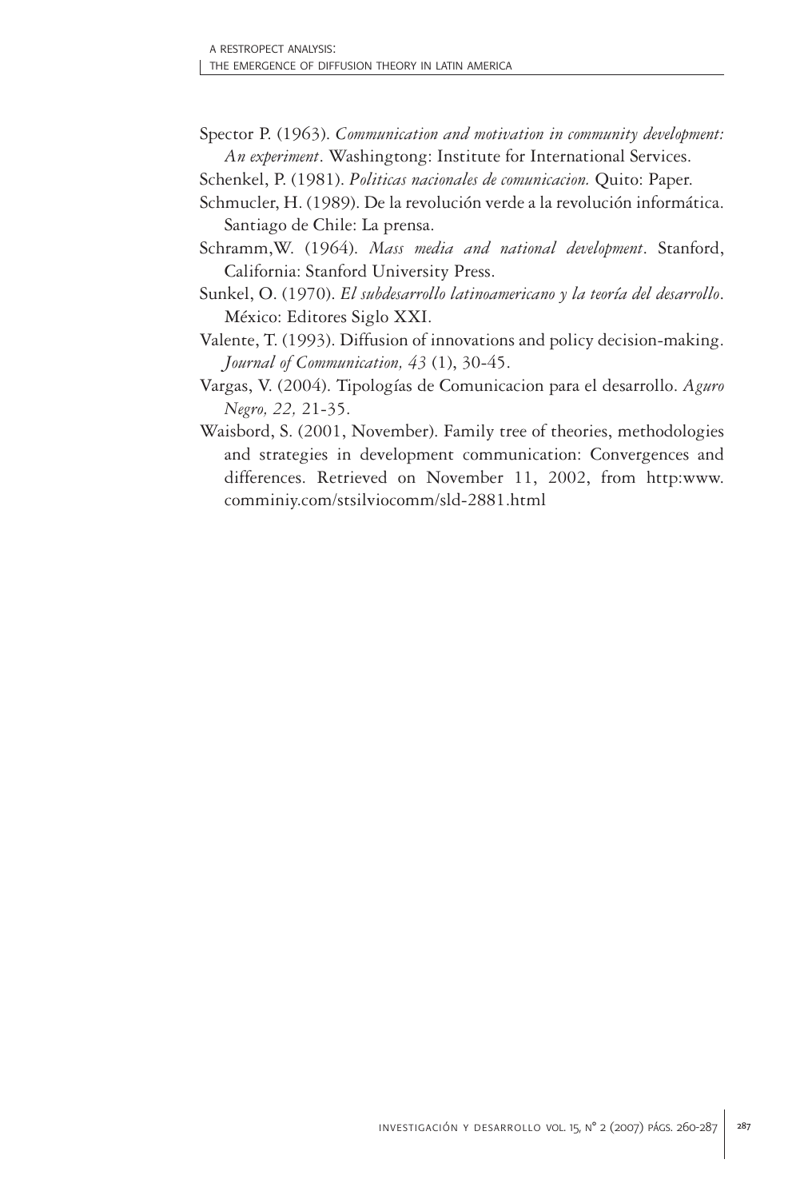Spector P. (1963). *Communication and motivation in community development: An experiment*. Washingtong: Institute for International Services.

Schenkel, P. (1981). *Politicas nacionales de comunicacion.* Quito: Paper.

Schmucler, H. (1989). De la revolución verde a la revolución informática. Santiago de Chile: La prensa.

Schramm,W. (1964). *Mass media and national development*. Stanford, California: Stanford University Press.

Sunkel, O. (1970). *El subdesarrollo latinoamericano y la teoría del desarrollo*. México: Editores Siglo XXI.

Valente, T. (1993). Diffusion of innovations and policy decision-making. *Journal of Communication, 43* (1), 30-45.

Vargas, V. (2004). Tipologías de Comunicacion para el desarrollo. *Aguro Negro, 22,* 21-35.

Waisbord, S. (2001, November). Family tree of theories, methodologies and strategies in development communication: Convergences and differences. Retrieved on November 11, 2002, from http:www. comminiy.com/stsilviocomm/sld-2881.html